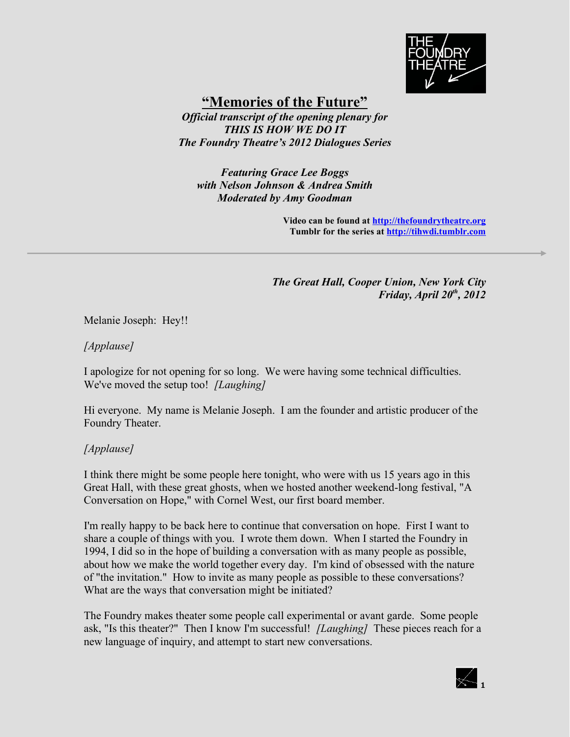# "Memories of the Future"

***Official transcript of the opening plenary for***
***THIS IS HOW WE DO IT***
***The Foundry Theatre's 2012 Dialogues Series***

***Featuring Grace Lee Boggs***
***with Nelson Johnson & Andrea Smith***
***Moderated by Amy Goodman***

**Video can be found at http://thefoundrytheatre.org**
**Tumblr for the series at http://tihwdi.tumblr.com**

***The Great Hall, Cooper Union, New York City***
***Friday, April 20th, 2012***

Melanie Joseph: Hey!!

*[Applause]*

I apologize for not opening for so long. We were having some technical difficulties. We've moved the setup too! *[Laughing]*

Hi everyone. My name is Melanie Joseph. I am the founder and artistic producer of the Foundry Theater.

*[Applause]*

I think there might be some people here tonight, who were with us 15 years ago in this Great Hall, with these great ghosts, when we hosted another weekend-long festival, "A Conversation on Hope," with Cornel West, our first board member.

I'm really happy to be back here to continue that conversation on hope. First I want to share a couple of things with you. I wrote them down. When I started the Foundry in 1994, I did so in the hope of building a conversation with as many people as possible, about how we make the world together every day. I'm kind of obsessed with the nature of "the invitation." How to invite as many people as possible to these conversations? What are the ways that conversation might be initiated?

The Foundry makes theater some people call experimental or avant garde. Some people ask, "Is this theater?" Then I know I'm successful! *[Laughing]* These pieces reach for a new language of inquiry, and attempt to start new conversations.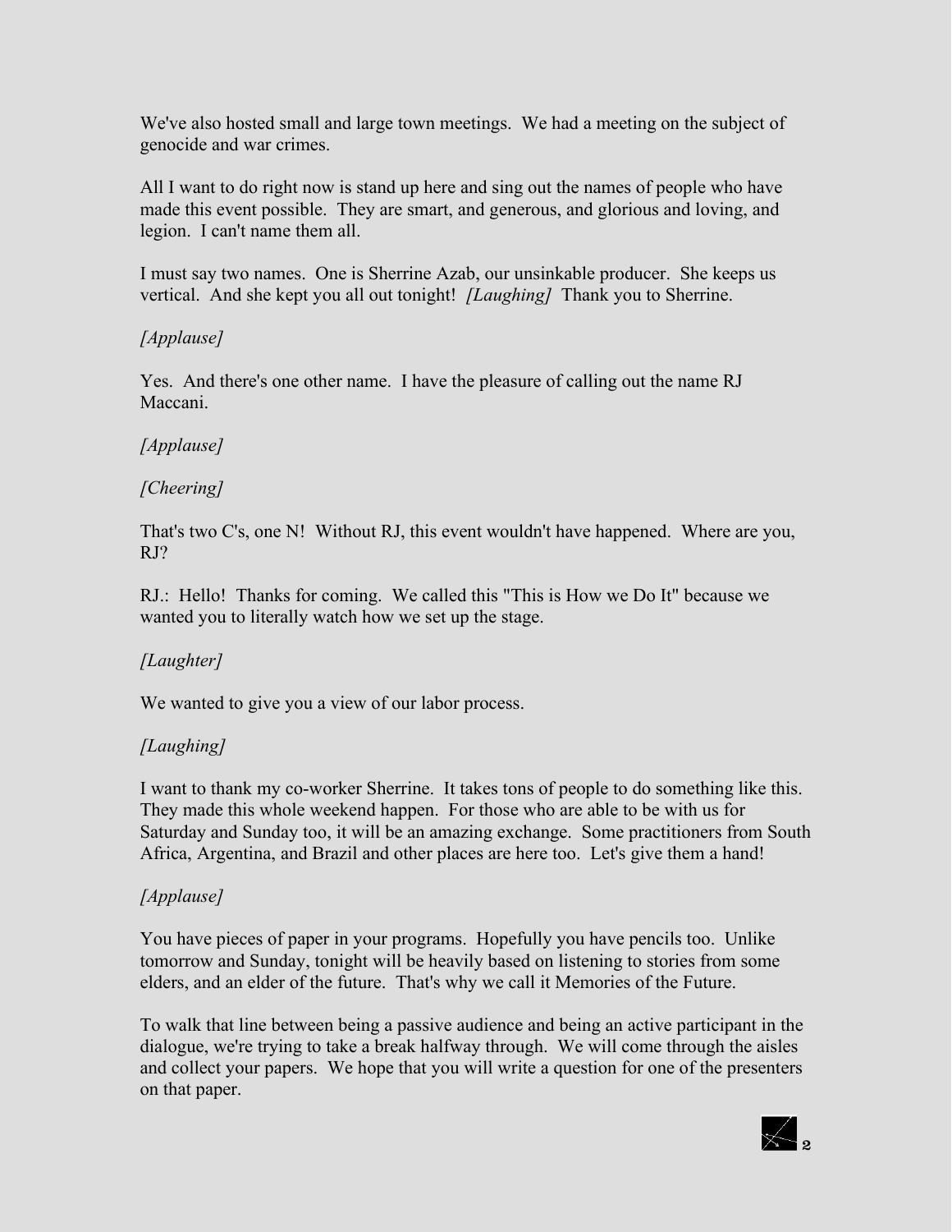We've also hosted small and large town meetings. We had a meeting on the subject of genocide and war crimes.

All I want to do right now is stand up here and sing out the names of people who have made this event possible. They are smart, and generous, and glorious and loving, and legion. I can't name them all.

I must say two names. One is Sherrine Azab, our unsinkable producer. She keeps us vertical. And she kept you all out tonight! *[Laughing]* Thank you to Sherrine.

*[Applause]*

Yes. And there's one other name. I have the pleasure of calling out the name RJ Maccani.

*[Applause]*

*[Cheering]*

That's two C's, one N! Without RJ, this event wouldn't have happened. Where are you, RJ?

RJ.: Hello! Thanks for coming. We called this "This is How we Do It" because we wanted you to literally watch how we set up the stage.

*[Laughter]*

We wanted to give you a view of our labor process.

*[Laughing]*

I want to thank my co-worker Sherrine. It takes tons of people to do something like this. They made this whole weekend happen. For those who are able to be with us for Saturday and Sunday too, it will be an amazing exchange. Some practitioners from South Africa, Argentina, and Brazil and other places are here too. Let's give them a hand!

*[Applause]*

You have pieces of paper in your programs. Hopefully you have pencils too. Unlike tomorrow and Sunday, tonight will be heavily based on listening to stories from some elders, and an elder of the future. That's why we call it Memories of the Future.

To walk that line between being a passive audience and being an active participant in the dialogue, we're trying to take a break halfway through. We will come through the aisles and collect your papers. We hope that you will write a question for one of the presenters on that paper.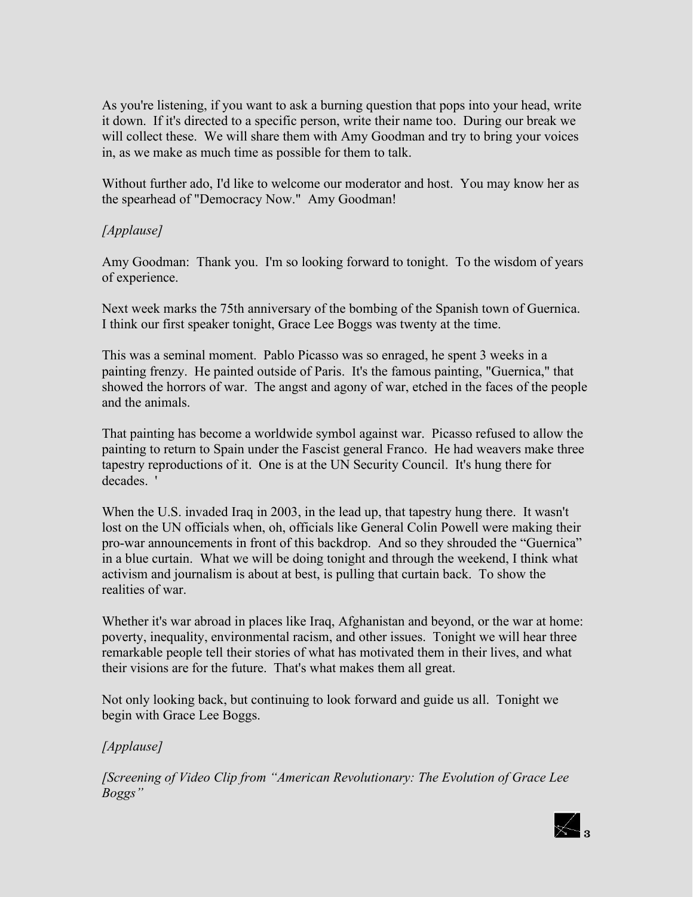As you're listening, if you want to ask a burning question that pops into your head, write it down. If it's directed to a specific person, write their name too. During our break we will collect these. We will share them with Amy Goodman and try to bring your voices in, as we make as much time as possible for them to talk.

Without further ado, I'd like to welcome our moderator and host. You may know her as the spearhead of "Democracy Now." Amy Goodman!

*[Applause]*

Amy Goodman: Thank you. I'm so looking forward to tonight. To the wisdom of years of experience.

Next week marks the 75th anniversary of the bombing of the Spanish town of Guernica. I think our first speaker tonight, Grace Lee Boggs was twenty at the time.

This was a seminal moment. Pablo Picasso was so enraged, he spent 3 weeks in a painting frenzy. He painted outside of Paris. It's the famous painting, "Guernica," that showed the horrors of war. The angst and agony of war, etched in the faces of the people and the animals.

That painting has become a worldwide symbol against war. Picasso refused to allow the painting to return to Spain under the Fascist general Franco. He had weavers make three tapestry reproductions of it. One is at the UN Security Council. It's hung there for decades. '

When the U.S. invaded Iraq in 2003, in the lead up, that tapestry hung there. It wasn't lost on the UN officials when, oh, officials like General Colin Powell were making their pro-war announcements in front of this backdrop. And so they shrouded the "Guernica" in a blue curtain. What we will be doing tonight and through the weekend, I think what activism and journalism is about at best, is pulling that curtain back. To show the realities of war.

Whether it's war abroad in places like Iraq, Afghanistan and beyond, or the war at home: poverty, inequality, environmental racism, and other issues. Tonight we will hear three remarkable people tell their stories of what has motivated them in their lives, and what their visions are for the future. That's what makes them all great.

Not only looking back, but continuing to look forward and guide us all. Tonight we begin with Grace Lee Boggs.

*[Applause]*

*[Screening of Video Clip from "American Revolutionary: The Evolution of Grace Lee Boggs"*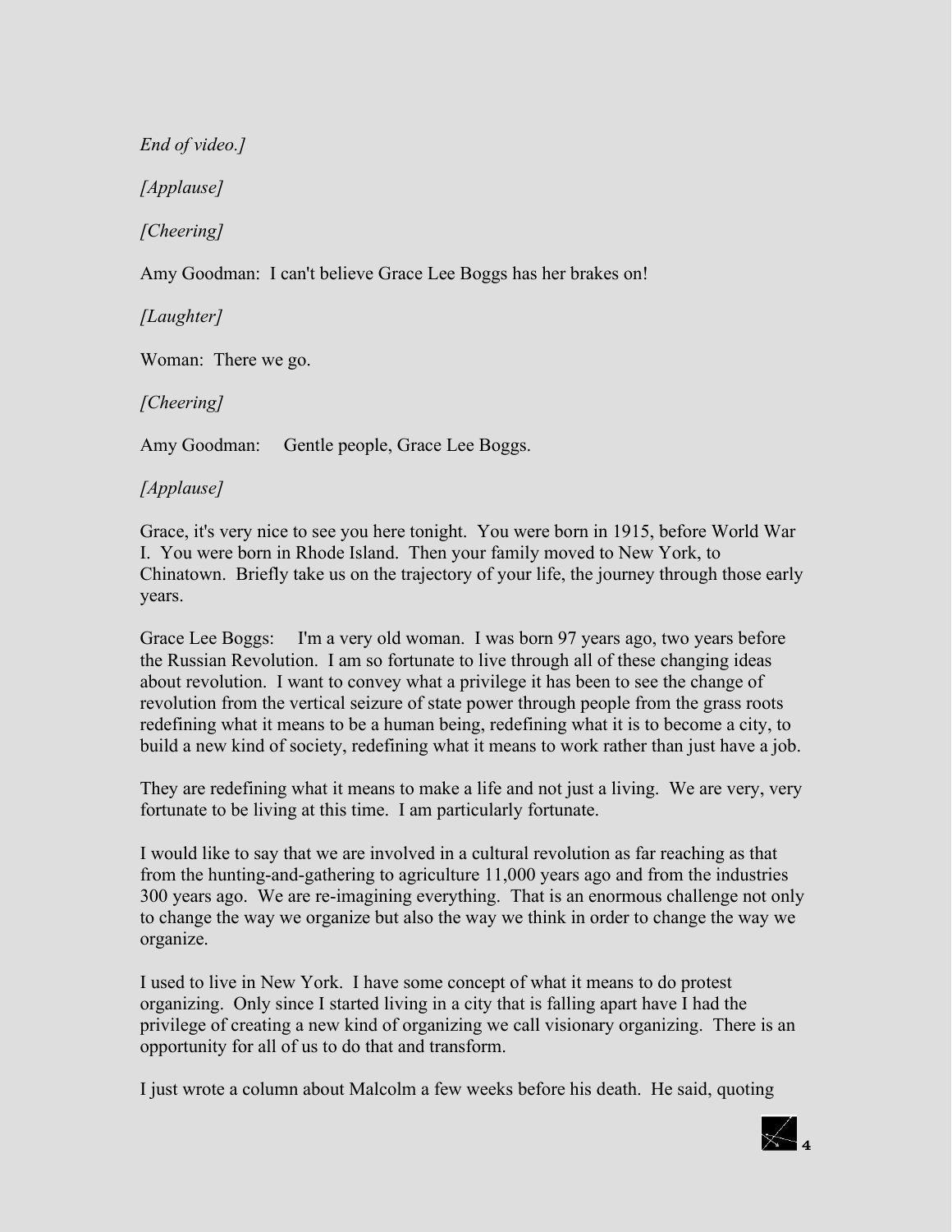*End of video.]*

*[Applause]*

*[Cheering]*

Amy Goodman: I can't believe Grace Lee Boggs has her brakes on!

*[Laughter]*

Woman: There we go.

*[Cheering]*

Amy Goodman: Gentle people, Grace Lee Boggs.

*[Applause]*

Grace, it's very nice to see you here tonight. You were born in 1915, before World War I. You were born in Rhode Island. Then your family moved to New York, to Chinatown. Briefly take us on the trajectory of your life, the journey through those early years.

Grace Lee Boggs: I'm a very old woman. I was born 97 years ago, two years before the Russian Revolution. I am so fortunate to live through all of these changing ideas about revolution. I want to convey what a privilege it has been to see the change of revolution from the vertical seizure of state power through people from the grass roots redefining what it means to be a human being, redefining what it is to become a city, to build a new kind of society, redefining what it means to work rather than just have a job.

They are redefining what it means to make a life and not just a living. We are very, very fortunate to be living at this time. I am particularly fortunate.

I would like to say that we are involved in a cultural revolution as far reaching as that from the hunting-and-gathering to agriculture 11,000 years ago and from the industries 300 years ago. We are re-imagining everything. That is an enormous challenge not only to change the way we organize but also the way we think in order to change the way we organize.

I used to live in New York. I have some concept of what it means to do protest organizing. Only since I started living in a city that is falling apart have I had the privilege of creating a new kind of organizing we call visionary organizing. There is an opportunity for all of us to do that and transform.

I just wrote a column about Malcolm a few weeks before his death. He said, quoting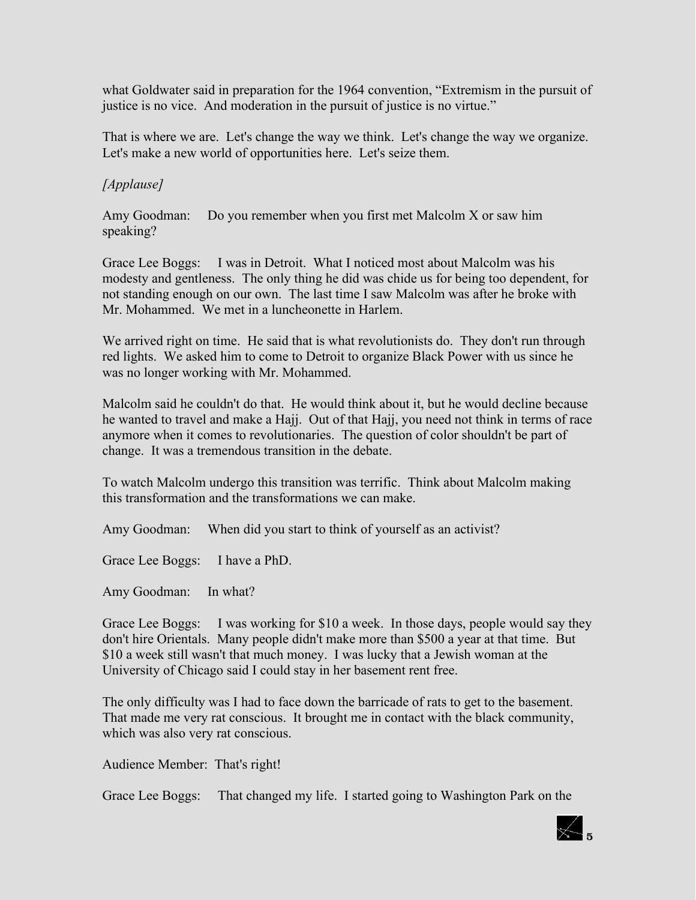what Goldwater said in preparation for the 1964 convention, "Extremism in the pursuit of justice is no vice. And moderation in the pursuit of justice is no virtue."

That is where we are. Let's change the way we think. Let's change the way we organize. Let's make a new world of opportunities here. Let's seize them.

*[Applause]*

Amy Goodman: Do you remember when you first met Malcolm X or saw him speaking?

Grace Lee Boggs: I was in Detroit. What I noticed most about Malcolm was his modesty and gentleness. The only thing he did was chide us for being too dependent, for not standing enough on our own. The last time I saw Malcolm was after he broke with Mr. Mohammed. We met in a luncheonette in Harlem.

We arrived right on time. He said that is what revolutionists do. They don't run through red lights. We asked him to come to Detroit to organize Black Power with us since he was no longer working with Mr. Mohammed.

Malcolm said he couldn't do that. He would think about it, but he would decline because he wanted to travel and make a Hajj. Out of that Hajj, you need not think in terms of race anymore when it comes to revolutionaries. The question of color shouldn't be part of change. It was a tremendous transition in the debate.

To watch Malcolm undergo this transition was terrific. Think about Malcolm making this transformation and the transformations we can make.

Amy Goodman: When did you start to think of yourself as an activist?

Grace Lee Boggs: I have a PhD.

Amy Goodman: In what?

Grace Lee Boggs: I was working for $10 a week. In those days, people would say they don't hire Orientals. Many people didn't make more than $500 a year at that time. But $10 a week still wasn't that much money. I was lucky that a Jewish woman at the University of Chicago said I could stay in her basement rent free.

The only difficulty was I had to face down the barricade of rats to get to the basement. That made me very rat conscious. It brought me in contact with the black community, which was also very rat conscious.

Audience Member: That's right!

Grace Lee Boggs: That changed my life. I started going to Washington Park on the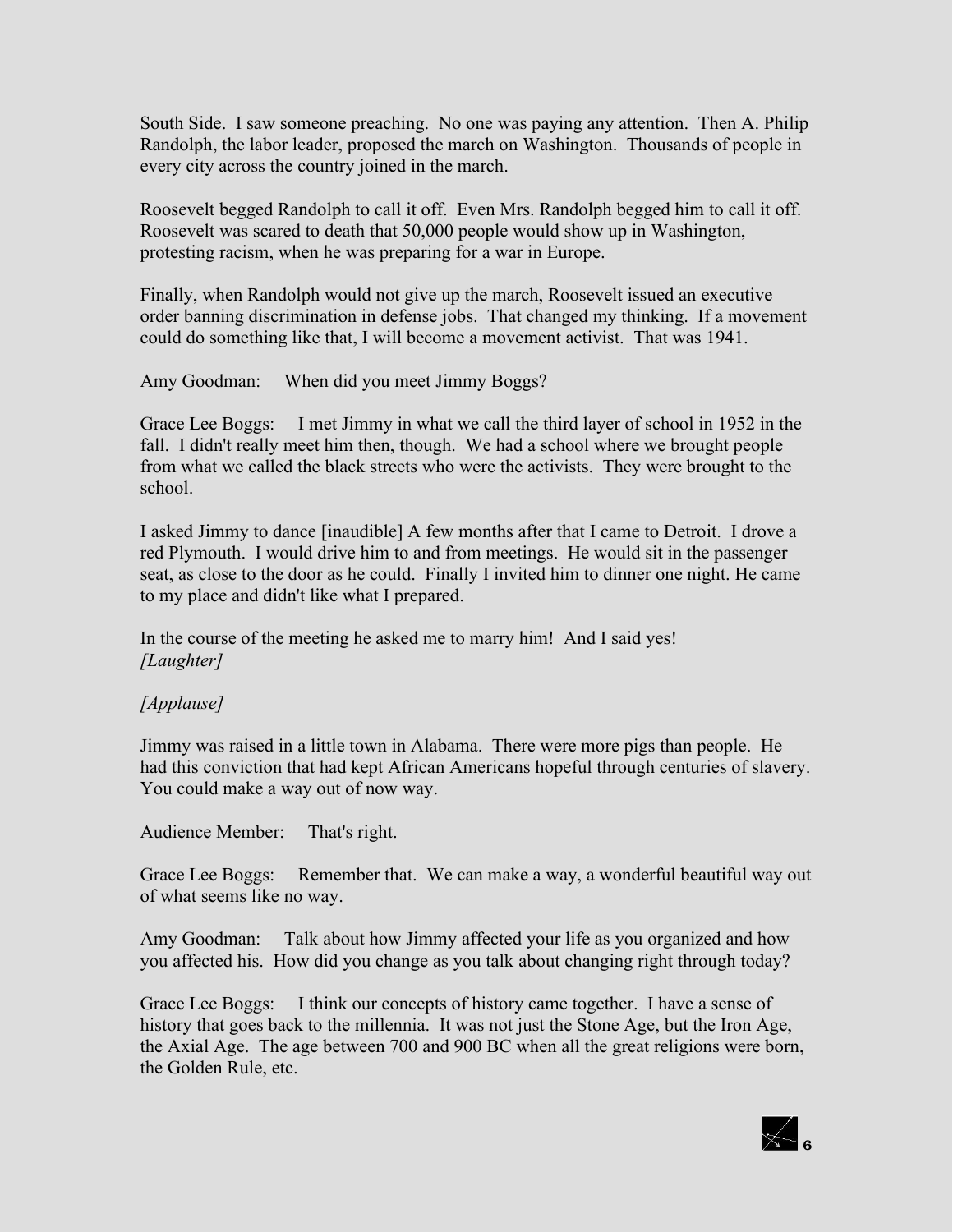South Side. I saw someone preaching. No one was paying any attention. Then A. Philip Randolph, the labor leader, proposed the march on Washington. Thousands of people in every city across the country joined in the march.

Roosevelt begged Randolph to call it off. Even Mrs. Randolph begged him to call it off. Roosevelt was scared to death that 50,000 people would show up in Washington, protesting racism, when he was preparing for a war in Europe.

Finally, when Randolph would not give up the march, Roosevelt issued an executive order banning discrimination in defense jobs. That changed my thinking. If a movement could do something like that, I will become a movement activist. That was 1941.

Amy Goodman: When did you meet Jimmy Boggs?

Grace Lee Boggs: I met Jimmy in what we call the third layer of school in 1952 in the fall. I didn't really meet him then, though. We had a school where we brought people from what we called the black streets who were the activists. They were brought to the school.

I asked Jimmy to dance [inaudible] A few months after that I came to Detroit. I drove a red Plymouth. I would drive him to and from meetings. He would sit in the passenger seat, as close to the door as he could. Finally I invited him to dinner one night. He came to my place and didn't like what I prepared.

In the course of the meeting he asked me to marry him! And I said yes!
*[Laughter]*

*[Applause]*

Jimmy was raised in a little town in Alabama. There were more pigs than people. He had this conviction that had kept African Americans hopeful through centuries of slavery. You could make a way out of now way.

Audience Member: That's right.

Grace Lee Boggs: Remember that. We can make a way, a wonderful beautiful way out of what seems like no way.

Amy Goodman: Talk about how Jimmy affected your life as you organized and how you affected his. How did you change as you talk about changing right through today?

Grace Lee Boggs: I think our concepts of history came together. I have a sense of history that goes back to the millennia. It was not just the Stone Age, but the Iron Age, the Axial Age. The age between 700 and 900 BC when all the great religions were born, the Golden Rule, etc.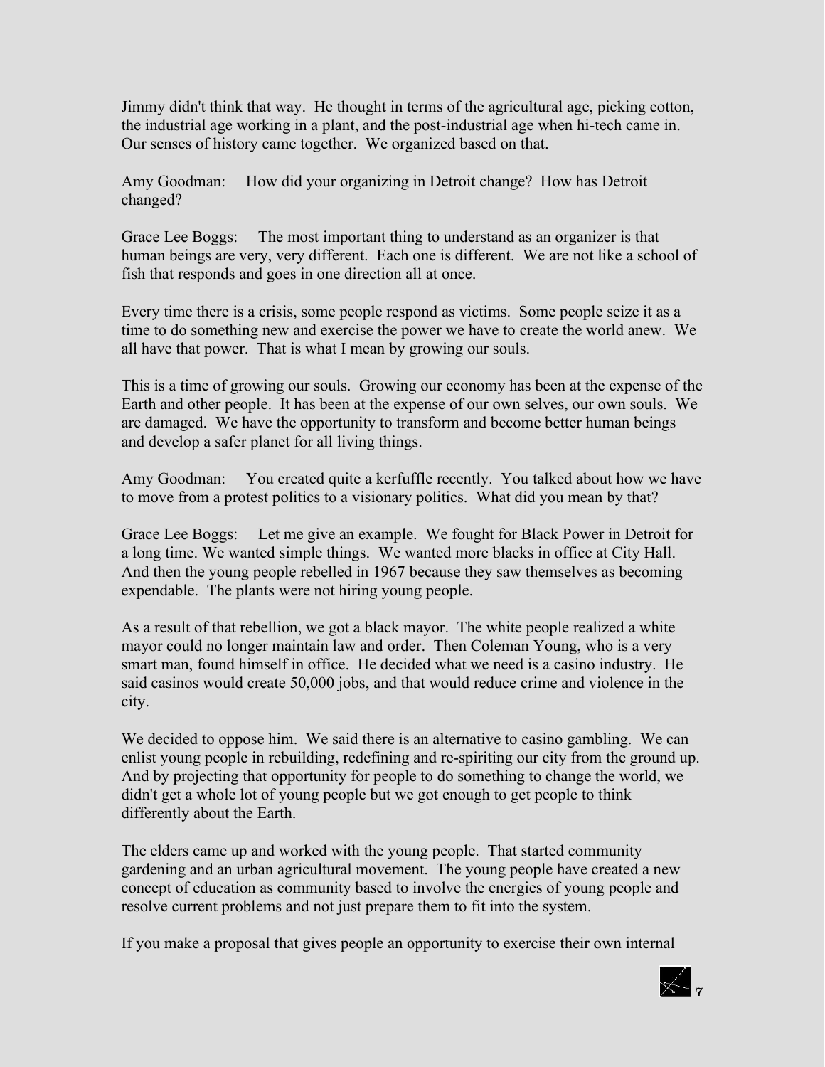Jimmy didn't think that way. He thought in terms of the agricultural age, picking cotton, the industrial age working in a plant, and the post-industrial age when hi-tech came in. Our senses of history came together. We organized based on that.

Amy Goodman: How did your organizing in Detroit change? How has Detroit changed?

Grace Lee Boggs: The most important thing to understand as an organizer is that human beings are very, very different. Each one is different. We are not like a school of fish that responds and goes in one direction all at once.

Every time there is a crisis, some people respond as victims. Some people seize it as a time to do something new and exercise the power we have to create the world anew. We all have that power. That is what I mean by growing our souls.

This is a time of growing our souls. Growing our economy has been at the expense of the Earth and other people. It has been at the expense of our own selves, our own souls. We are damaged. We have the opportunity to transform and become better human beings and develop a safer planet for all living things.

Amy Goodman: You created quite a kerfuffle recently. You talked about how we have to move from a protest politics to a visionary politics. What did you mean by that?

Grace Lee Boggs: Let me give an example. We fought for Black Power in Detroit for a long time. We wanted simple things. We wanted more blacks in office at City Hall. And then the young people rebelled in 1967 because they saw themselves as becoming expendable. The plants were not hiring young people.

As a result of that rebellion, we got a black mayor. The white people realized a white mayor could no longer maintain law and order. Then Coleman Young, who is a very smart man, found himself in office. He decided what we need is a casino industry. He said casinos would create 50,000 jobs, and that would reduce crime and violence in the city.

We decided to oppose him. We said there is an alternative to casino gambling. We can enlist young people in rebuilding, redefining and re-spiriting our city from the ground up. And by projecting that opportunity for people to do something to change the world, we didn't get a whole lot of young people but we got enough to get people to think differently about the Earth.

The elders came up and worked with the young people. That started community gardening and an urban agricultural movement. The young people have created a new concept of education as community based to involve the energies of young people and resolve current problems and not just prepare them to fit into the system.

If you make a proposal that gives people an opportunity to exercise their own internal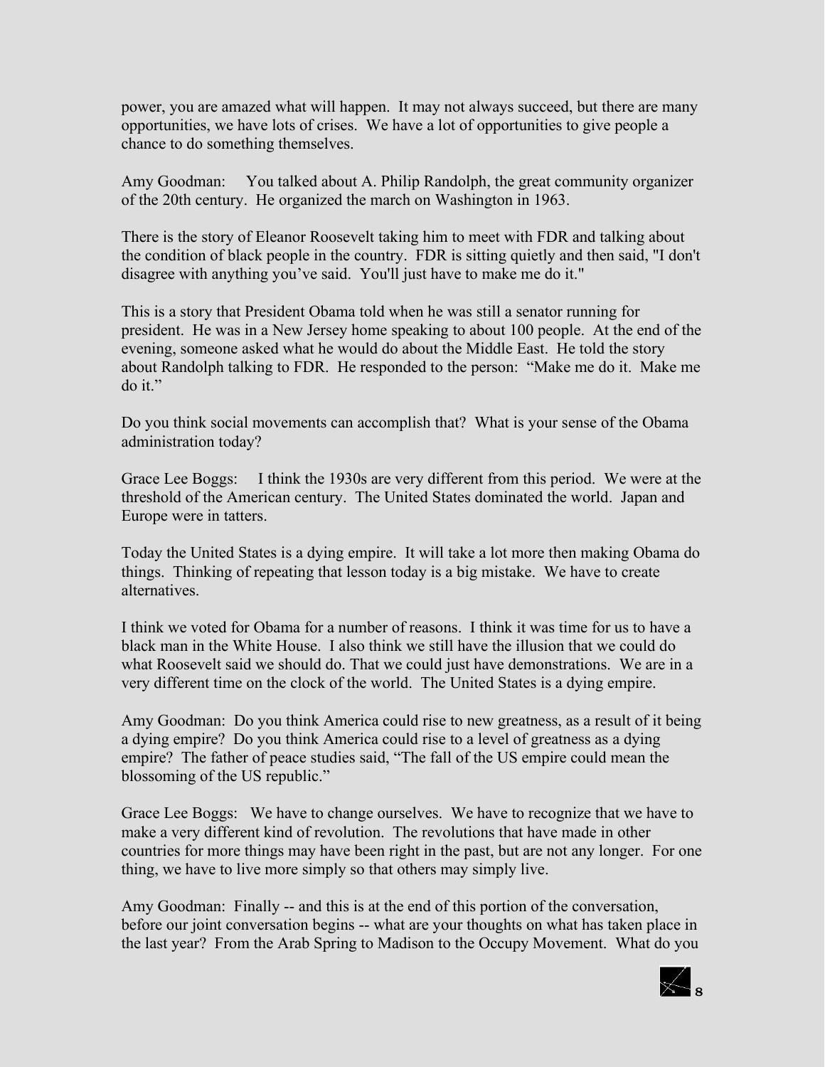power, you are amazed what will happen. It may not always succeed, but there are many opportunities, we have lots of crises. We have a lot of opportunities to give people a chance to do something themselves.

Amy Goodman: You talked about A. Philip Randolph, the great community organizer of the 20th century. He organized the march on Washington in 1963.

There is the story of Eleanor Roosevelt taking him to meet with FDR and talking about the condition of black people in the country. FDR is sitting quietly and then said, "I don't disagree with anything you've said. You'll just have to make me do it."

This is a story that President Obama told when he was still a senator running for president. He was in a New Jersey home speaking to about 100 people. At the end of the evening, someone asked what he would do about the Middle East. He told the story about Randolph talking to FDR. He responded to the person: "Make me do it. Make me do it."

Do you think social movements can accomplish that? What is your sense of the Obama administration today?

Grace Lee Boggs: I think the 1930s are very different from this period. We were at the threshold of the American century. The United States dominated the world. Japan and Europe were in tatters.

Today the United States is a dying empire. It will take a lot more then making Obama do things. Thinking of repeating that lesson today is a big mistake. We have to create alternatives.

I think we voted for Obama for a number of reasons. I think it was time for us to have a black man in the White House. I also think we still have the illusion that we could do what Roosevelt said we should do. That we could just have demonstrations. We are in a very different time on the clock of the world. The United States is a dying empire.

Amy Goodman: Do you think America could rise to new greatness, as a result of it being a dying empire? Do you think America could rise to a level of greatness as a dying empire? The father of peace studies said, "The fall of the US empire could mean the blossoming of the US republic."

Grace Lee Boggs: We have to change ourselves. We have to recognize that we have to make a very different kind of revolution. The revolutions that have made in other countries for more things may have been right in the past, but are not any longer. For one thing, we have to live more simply so that others may simply live.

Amy Goodman: Finally -- and this is at the end of this portion of the conversation, before our joint conversation begins -- what are your thoughts on what has taken place in the last year? From the Arab Spring to Madison to the Occupy Movement. What do you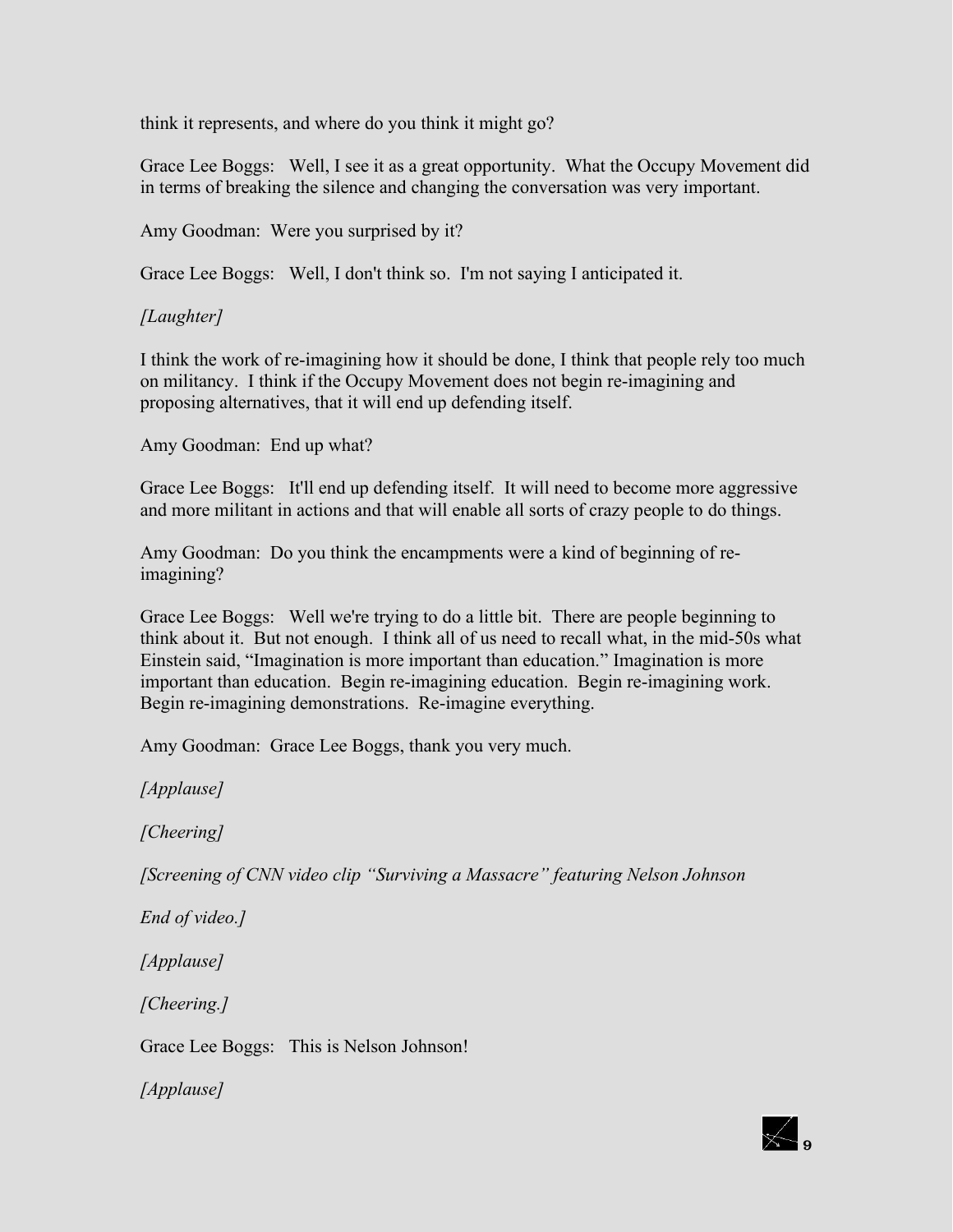think it represents, and where do you think it might go?

Grace Lee Boggs: Well, I see it as a great opportunity. What the Occupy Movement did in terms of breaking the silence and changing the conversation was very important.

Amy Goodman: Were you surprised by it?

Grace Lee Boggs: Well, I don't think so. I'm not saying I anticipated it.

*[Laughter]*

I think the work of re-imagining how it should be done, I think that people rely too much on militancy. I think if the Occupy Movement does not begin re-imagining and proposing alternatives, that it will end up defending itself.

Amy Goodman: End up what?

Grace Lee Boggs: It'll end up defending itself. It will need to become more aggressive and more militant in actions and that will enable all sorts of crazy people to do things.

Amy Goodman: Do you think the encampments were a kind of beginning of re-imagining?

Grace Lee Boggs: Well we're trying to do a little bit. There are people beginning to think about it. But not enough. I think all of us need to recall what, in the mid-50s what Einstein said, "Imagination is more important than education." Imagination is more important than education. Begin re-imagining education. Begin re-imagining work. Begin re-imagining demonstrations. Re-imagine everything.

Amy Goodman: Grace Lee Boggs, thank you very much.

*[Applause]*

*[Cheering]*

*[Screening of CNN video clip "Surviving a Massacre" featuring Nelson Johnson*

*End of video.]*

*[Applause]*

*[Cheering.]*

Grace Lee Boggs: This is Nelson Johnson!

*[Applause]*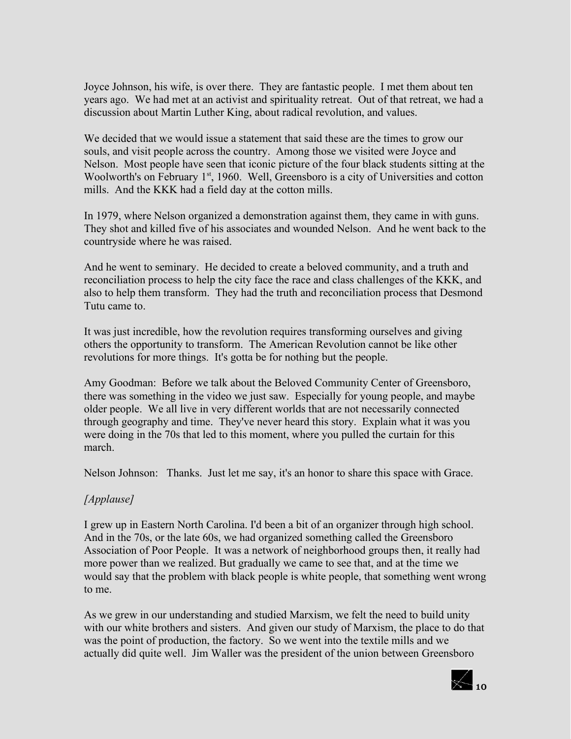Joyce Johnson, his wife, is over there. They are fantastic people. I met them about ten years ago. We had met at an activist and spirituality retreat. Out of that retreat, we had a discussion about Martin Luther King, about radical revolution, and values.

We decided that we would issue a statement that said these are the times to grow our souls, and visit people across the country. Among those we visited were Joyce and Nelson. Most people have seen that iconic picture of the four black students sitting at the Woolworth's on February 1st, 1960. Well, Greensboro is a city of Universities and cotton mills. And the KKK had a field day at the cotton mills.

In 1979, where Nelson organized a demonstration against them, they came in with guns. They shot and killed five of his associates and wounded Nelson. And he went back to the countryside where he was raised.

And he went to seminary. He decided to create a beloved community, and a truth and reconciliation process to help the city face the race and class challenges of the KKK, and also to help them transform. They had the truth and reconciliation process that Desmond Tutu came to.

It was just incredible, how the revolution requires transforming ourselves and giving others the opportunity to transform. The American Revolution cannot be like other revolutions for more things. It's gotta be for nothing but the people.

Amy Goodman: Before we talk about the Beloved Community Center of Greensboro, there was something in the video we just saw. Especially for young people, and maybe older people. We all live in very different worlds that are not necessarily connected through geography and time. They've never heard this story. Explain what it was you were doing in the 70s that led to this moment, where you pulled the curtain for this march.

Nelson Johnson: Thanks. Just let me say, it's an honor to share this space with Grace.

*[Applause]*

I grew up in Eastern North Carolina. I'd been a bit of an organizer through high school. And in the 70s, or the late 60s, we had organized something called the Greensboro Association of Poor People. It was a network of neighborhood groups then, it really had more power than we realized. But gradually we came to see that, and at the time we would say that the problem with black people is white people, that something went wrong to me.

As we grew in our understanding and studied Marxism, we felt the need to build unity with our white brothers and sisters. And given our study of Marxism, the place to do that was the point of production, the factory. So we went into the textile mills and we actually did quite well. Jim Waller was the president of the union between Greensboro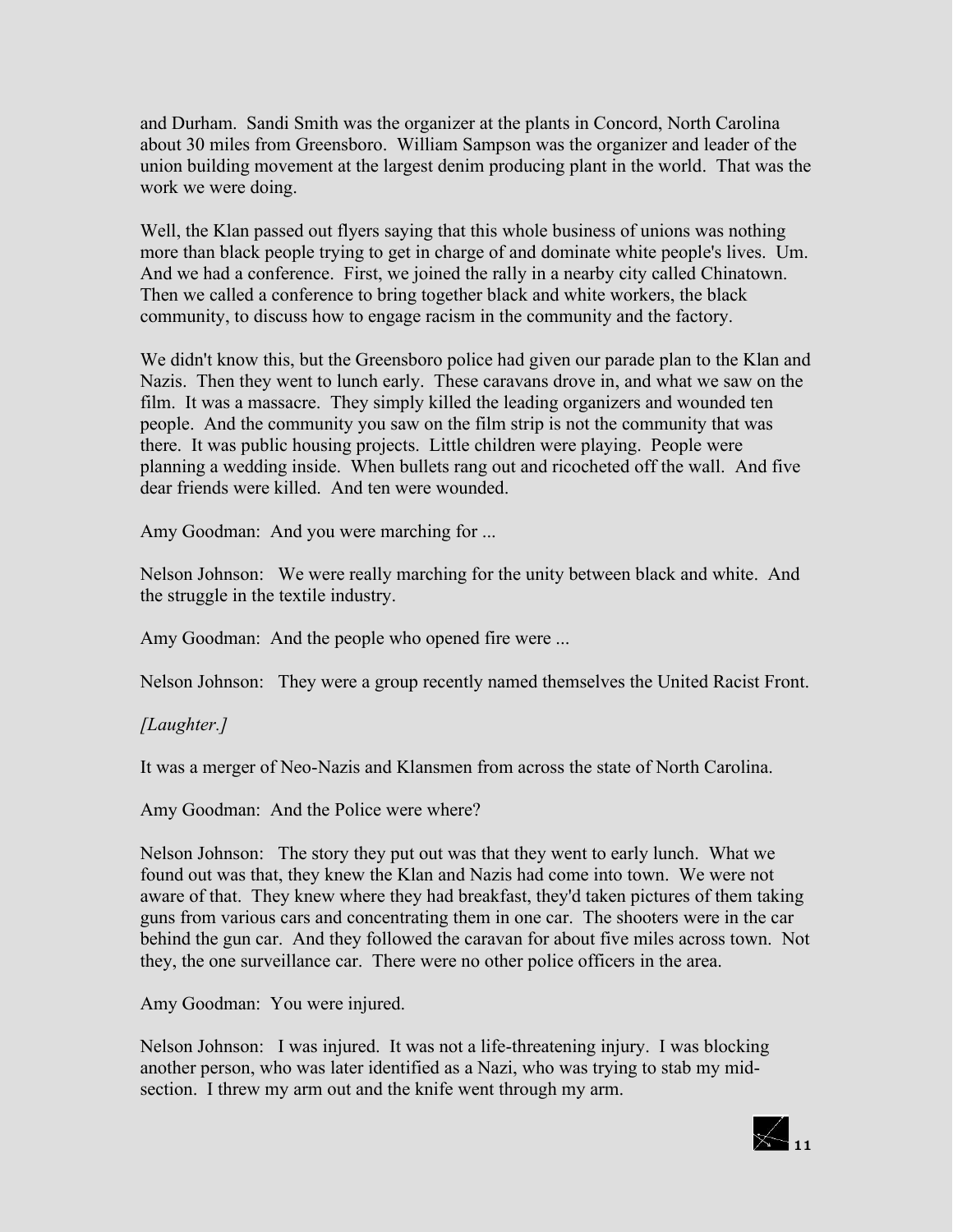and Durham. Sandi Smith was the organizer at the plants in Concord, North Carolina about 30 miles from Greensboro. William Sampson was the organizer and leader of the union building movement at the largest denim producing plant in the world. That was the work we were doing.

Well, the Klan passed out flyers saying that this whole business of unions was nothing more than black people trying to get in charge of and dominate white people's lives. Um. And we had a conference. First, we joined the rally in a nearby city called Chinatown. Then we called a conference to bring together black and white workers, the black community, to discuss how to engage racism in the community and the factory.

We didn't know this, but the Greensboro police had given our parade plan to the Klan and Nazis. Then they went to lunch early. These caravans drove in, and what we saw on the film. It was a massacre. They simply killed the leading organizers and wounded ten people. And the community you saw on the film strip is not the community that was there. It was public housing projects. Little children were playing. People were planning a wedding inside. When bullets rang out and ricocheted off the wall. And five dear friends were killed. And ten were wounded.

Amy Goodman: And you were marching for ...

Nelson Johnson: We were really marching for the unity between black and white. And the struggle in the textile industry.

Amy Goodman: And the people who opened fire were ...

Nelson Johnson: They were a group recently named themselves the United Racist Front.

*[Laughter.]*

It was a merger of Neo-Nazis and Klansmen from across the state of North Carolina.

Amy Goodman: And the Police were where?

Nelson Johnson: The story they put out was that they went to early lunch. What we found out was that, they knew the Klan and Nazis had come into town. We were not aware of that. They knew where they had breakfast, they'd taken pictures of them taking guns from various cars and concentrating them in one car. The shooters were in the car behind the gun car. And they followed the caravan for about five miles across town. Not they, the one surveillance car. There were no other police officers in the area.

Amy Goodman: You were injured.

Nelson Johnson: I was injured. It was not a life-threatening injury. I was blocking another person, who was later identified as a Nazi, who was trying to stab my mid-section. I threw my arm out and the knife went through my arm.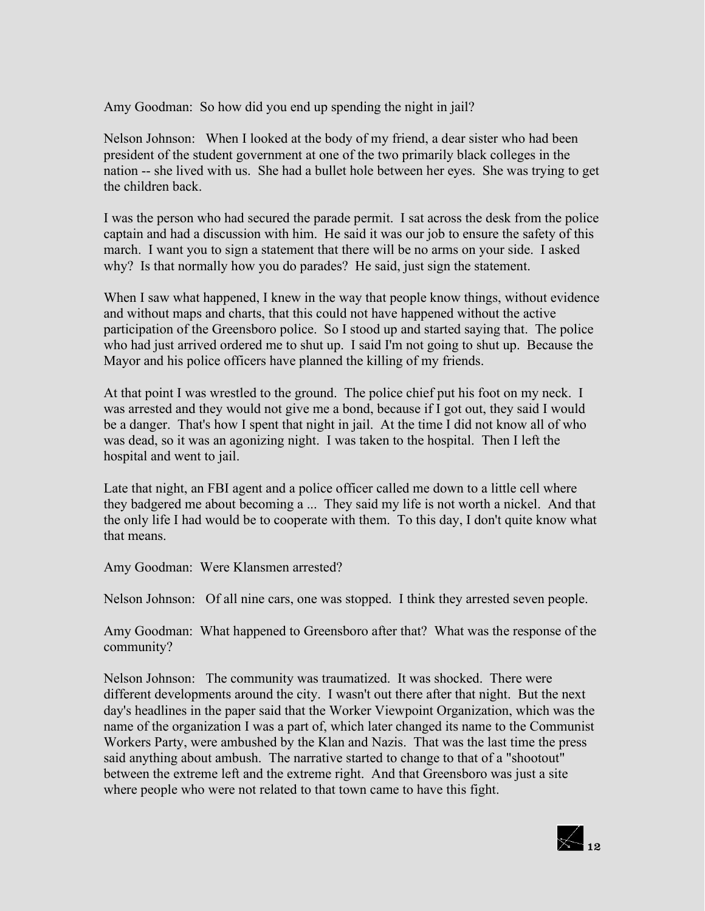Amy Goodman: So how did you end up spending the night in jail?

Nelson Johnson: When I looked at the body of my friend, a dear sister who had been president of the student government at one of the two primarily black colleges in the nation -- she lived with us. She had a bullet hole between her eyes. She was trying to get the children back.

I was the person who had secured the parade permit. I sat across the desk from the police captain and had a discussion with him. He said it was our job to ensure the safety of this march. I want you to sign a statement that there will be no arms on your side. I asked why? Is that normally how you do parades? He said, just sign the statement.

When I saw what happened, I knew in the way that people know things, without evidence and without maps and charts, that this could not have happened without the active participation of the Greensboro police. So I stood up and started saying that. The police who had just arrived ordered me to shut up. I said I'm not going to shut up. Because the Mayor and his police officers have planned the killing of my friends.

At that point I was wrestled to the ground. The police chief put his foot on my neck. I was arrested and they would not give me a bond, because if I got out, they said I would be a danger. That's how I spent that night in jail. At the time I did not know all of who was dead, so it was an agonizing night. I was taken to the hospital. Then I left the hospital and went to jail.

Late that night, an FBI agent and a police officer called me down to a little cell where they badgered me about becoming a ... They said my life is not worth a nickel. And that the only life I had would be to cooperate with them. To this day, I don't quite know what that means.

Amy Goodman: Were Klansmen arrested?

Nelson Johnson: Of all nine cars, one was stopped. I think they arrested seven people.

Amy Goodman: What happened to Greensboro after that? What was the response of the community?

Nelson Johnson: The community was traumatized. It was shocked. There were different developments around the city. I wasn't out there after that night. But the next day's headlines in the paper said that the Worker Viewpoint Organization, which was the name of the organization I was a part of, which later changed its name to the Communist Workers Party, were ambushed by the Klan and Nazis. That was the last time the press said anything about ambush. The narrative started to change to that of a "shootout" between the extreme left and the extreme right. And that Greensboro was just a site where people who were not related to that town came to have this fight.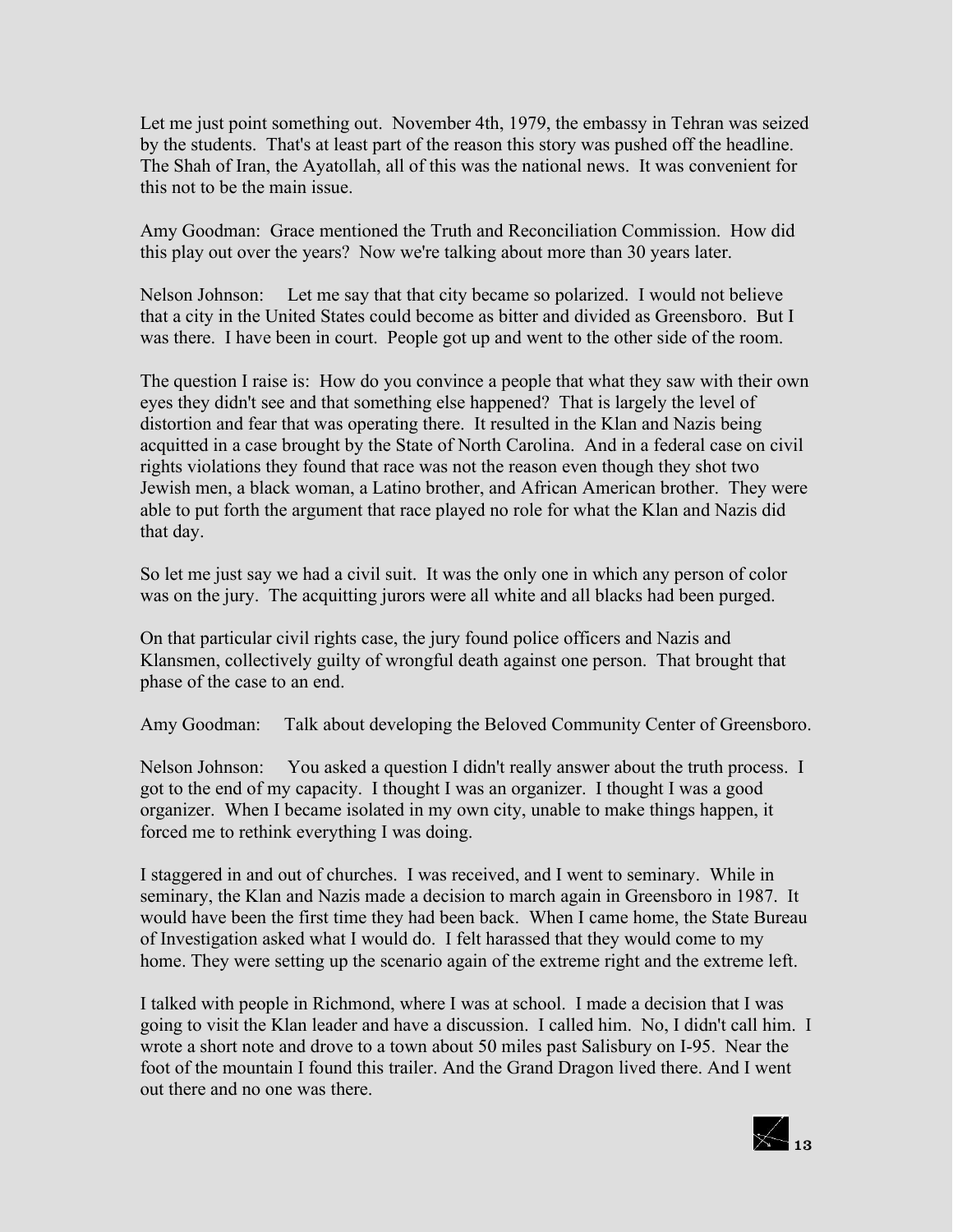Let me just point something out. November 4th, 1979, the embassy in Tehran was seized by the students. That's at least part of the reason this story was pushed off the headline. The Shah of Iran, the Ayatollah, all of this was the national news. It was convenient for this not to be the main issue.

Amy Goodman: Grace mentioned the Truth and Reconciliation Commission. How did this play out over the years? Now we're talking about more than 30 years later.

Nelson Johnson: Let me say that that city became so polarized. I would not believe that a city in the United States could become as bitter and divided as Greensboro. But I was there. I have been in court. People got up and went to the other side of the room.

The question I raise is: How do you convince a people that what they saw with their own eyes they didn't see and that something else happened? That is largely the level of distortion and fear that was operating there. It resulted in the Klan and Nazis being acquitted in a case brought by the State of North Carolina. And in a federal case on civil rights violations they found that race was not the reason even though they shot two Jewish men, a black woman, a Latino brother, and African American brother. They were able to put forth the argument that race played no role for what the Klan and Nazis did that day.

So let me just say we had a civil suit. It was the only one in which any person of color was on the jury. The acquitting jurors were all white and all blacks had been purged.

On that particular civil rights case, the jury found police officers and Nazis and Klansmen, collectively guilty of wrongful death against one person. That brought that phase of the case to an end.

Amy Goodman: Talk about developing the Beloved Community Center of Greensboro.

Nelson Johnson: You asked a question I didn't really answer about the truth process. I got to the end of my capacity. I thought I was an organizer. I thought I was a good organizer. When I became isolated in my own city, unable to make things happen, it forced me to rethink everything I was doing.

I staggered in and out of churches. I was received, and I went to seminary. While in seminary, the Klan and Nazis made a decision to march again in Greensboro in 1987. It would have been the first time they had been back. When I came home, the State Bureau of Investigation asked what I would do. I felt harassed that they would come to my home. They were setting up the scenario again of the extreme right and the extreme left.

I talked with people in Richmond, where I was at school. I made a decision that I was going to visit the Klan leader and have a discussion. I called him. No, I didn't call him. I wrote a short note and drove to a town about 50 miles past Salisbury on I-95. Near the foot of the mountain I found this trailer. And the Grand Dragon lived there. And I went out there and no one was there.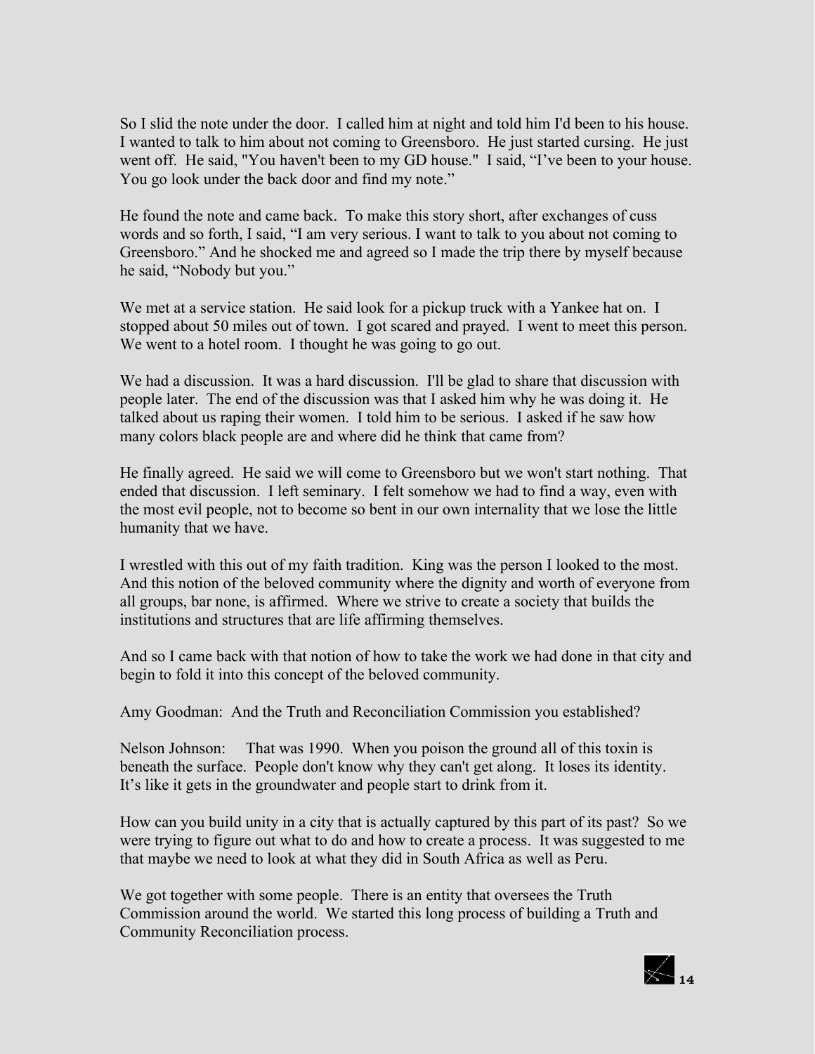So I slid the note under the door. I called him at night and told him I'd been to his house. I wanted to talk to him about not coming to Greensboro. He just started cursing. He just went off. He said, "You haven't been to my GD house." I said, "I've been to your house. You go look under the back door and find my note."

He found the note and came back. To make this story short, after exchanges of cuss words and so forth, I said, "I am very serious. I want to talk to you about not coming to Greensboro." And he shocked me and agreed so I made the trip there by myself because he said, "Nobody but you."

We met at a service station. He said look for a pickup truck with a Yankee hat on. I stopped about 50 miles out of town. I got scared and prayed. I went to meet this person. We went to a hotel room. I thought he was going to go out.

We had a discussion. It was a hard discussion. I'll be glad to share that discussion with people later. The end of the discussion was that I asked him why he was doing it. He talked about us raping their women. I told him to be serious. I asked if he saw how many colors black people are and where did he think that came from?

He finally agreed. He said we will come to Greensboro but we won't start nothing. That ended that discussion. I left seminary. I felt somehow we had to find a way, even with the most evil people, not to become so bent in our own internality that we lose the little humanity that we have.

I wrestled with this out of my faith tradition. King was the person I looked to the most. And this notion of the beloved community where the dignity and worth of everyone from all groups, bar none, is affirmed. Where we strive to create a society that builds the institutions and structures that are life affirming themselves.

And so I came back with that notion of how to take the work we had done in that city and begin to fold it into this concept of the beloved community.

Amy Goodman: And the Truth and Reconciliation Commission you established?

Nelson Johnson: That was 1990. When you poison the ground all of this toxin is beneath the surface. People don't know why they can't get along. It loses its identity. It's like it gets in the groundwater and people start to drink from it.

How can you build unity in a city that is actually captured by this part of its past? So we were trying to figure out what to do and how to create a process. It was suggested to me that maybe we need to look at what they did in South Africa as well as Peru.

We got together with some people. There is an entity that oversees the Truth Commission around the world. We started this long process of building a Truth and Community Reconciliation process.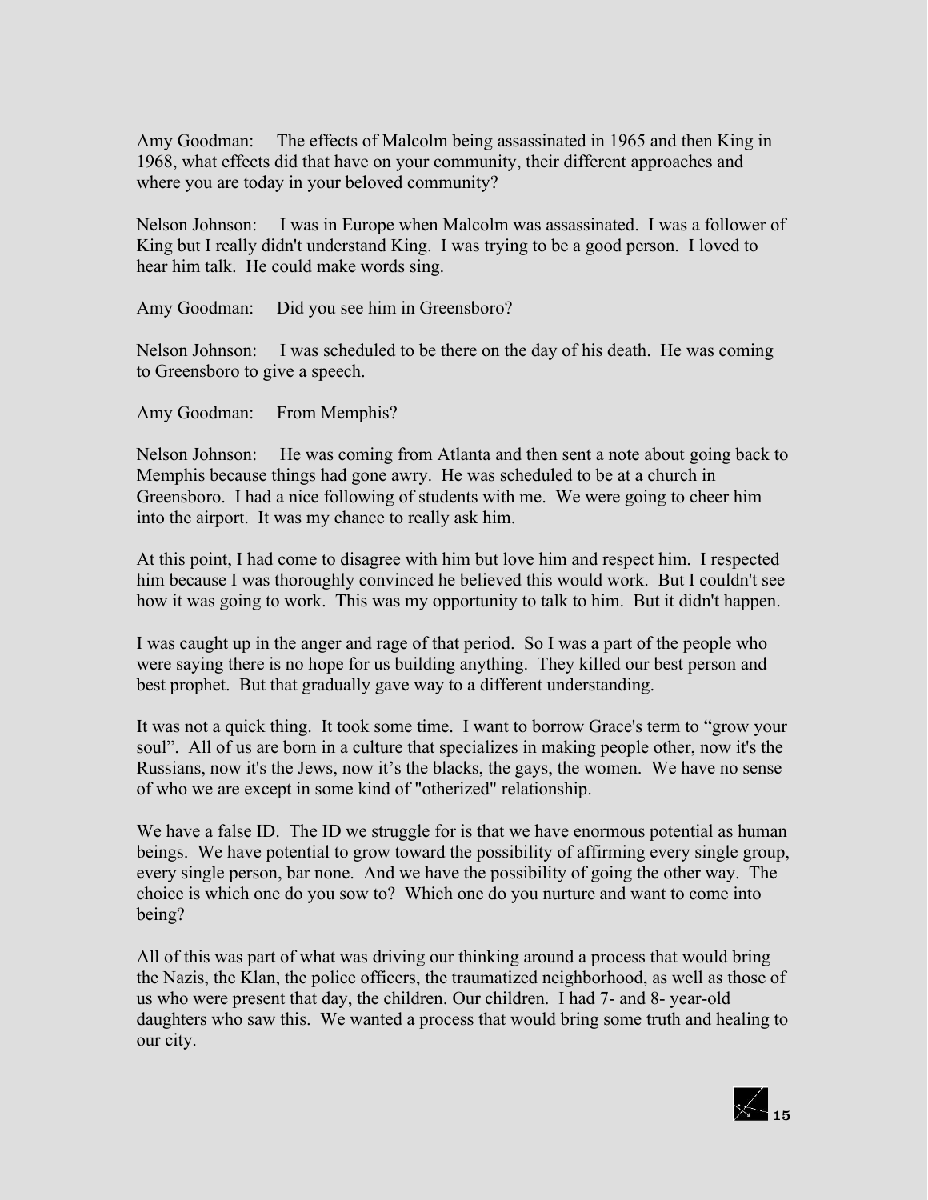Amy Goodman: The effects of Malcolm being assassinated in 1965 and then King in 1968, what effects did that have on your community, their different approaches and where you are today in your beloved community?

Nelson Johnson: I was in Europe when Malcolm was assassinated. I was a follower of King but I really didn't understand King. I was trying to be a good person. I loved to hear him talk. He could make words sing.

Amy Goodman: Did you see him in Greensboro?

Nelson Johnson: I was scheduled to be there on the day of his death. He was coming to Greensboro to give a speech.

Amy Goodman: From Memphis?

Nelson Johnson: He was coming from Atlanta and then sent a note about going back to Memphis because things had gone awry. He was scheduled to be at a church in Greensboro. I had a nice following of students with me. We were going to cheer him into the airport. It was my chance to really ask him.

At this point, I had come to disagree with him but love him and respect him. I respected him because I was thoroughly convinced he believed this would work. But I couldn't see how it was going to work. This was my opportunity to talk to him. But it didn't happen.

I was caught up in the anger and rage of that period. So I was a part of the people who were saying there is no hope for us building anything. They killed our best person and best prophet. But that gradually gave way to a different understanding.

It was not a quick thing. It took some time. I want to borrow Grace's term to "grow your soul". All of us are born in a culture that specializes in making people other, now it's the Russians, now it's the Jews, now it's the blacks, the gays, the women. We have no sense of who we are except in some kind of "otherized" relationship.

We have a false ID. The ID we struggle for is that we have enormous potential as human beings. We have potential to grow toward the possibility of affirming every single group, every single person, bar none. And we have the possibility of going the other way. The choice is which one do you sow to? Which one do you nurture and want to come into being?

All of this was part of what was driving our thinking around a process that would bring the Nazis, the Klan, the police officers, the traumatized neighborhood, as well as those of us who were present that day, the children. Our children. I had 7- and 8- year-old daughters who saw this. We wanted a process that would bring some truth and healing to our city.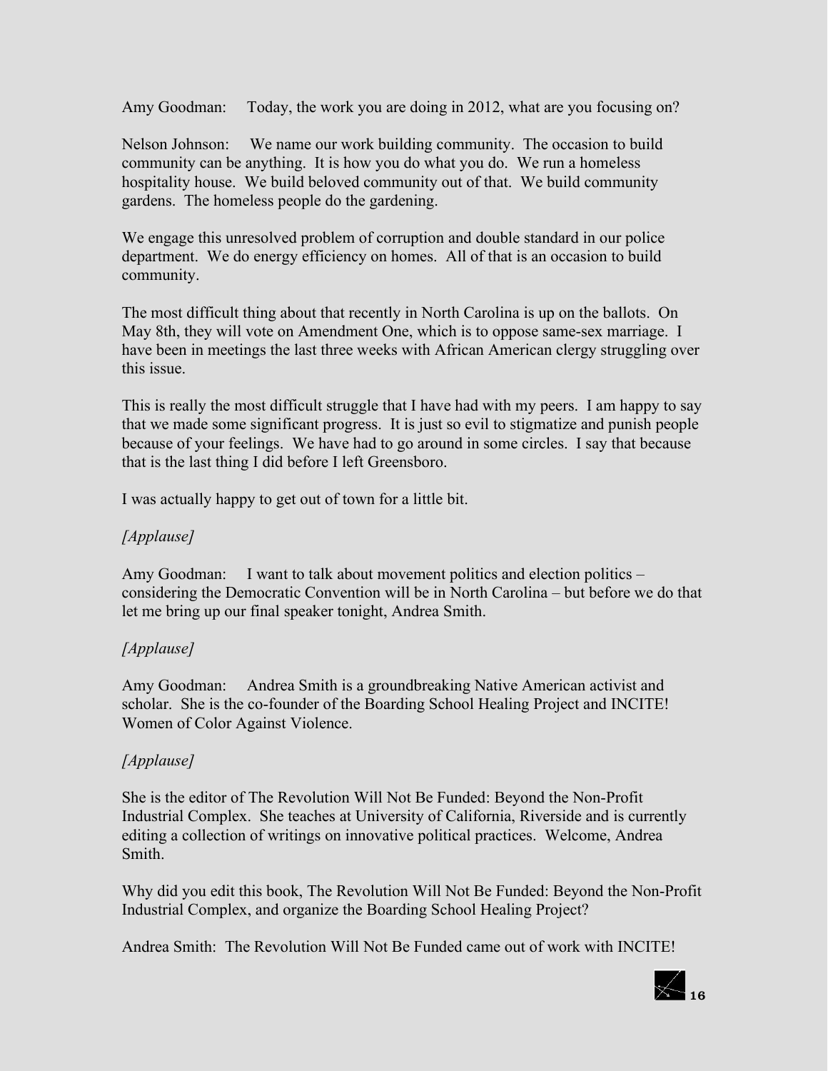Amy Goodman: Today, the work you are doing in 2012, what are you focusing on?

Nelson Johnson: We name our work building community. The occasion to build community can be anything. It is how you do what you do. We run a homeless hospitality house. We build beloved community out of that. We build community gardens. The homeless people do the gardening.

We engage this unresolved problem of corruption and double standard in our police department. We do energy efficiency on homes. All of that is an occasion to build community.

The most difficult thing about that recently in North Carolina is up on the ballots. On May 8th, they will vote on Amendment One, which is to oppose same-sex marriage. I have been in meetings the last three weeks with African American clergy struggling over this issue.

This is really the most difficult struggle that I have had with my peers. I am happy to say that we made some significant progress. It is just so evil to stigmatize and punish people because of your feelings. We have had to go around in some circles. I say that because that is the last thing I did before I left Greensboro.

I was actually happy to get out of town for a little bit.

*[Applause]*

Amy Goodman: I want to talk about movement politics and election politics – considering the Democratic Convention will be in North Carolina – but before we do that let me bring up our final speaker tonight, Andrea Smith.

*[Applause]*

Amy Goodman: Andrea Smith is a groundbreaking Native American activist and scholar. She is the co-founder of the Boarding School Healing Project and INCITE! Women of Color Against Violence.

*[Applause]*

She is the editor of The Revolution Will Not Be Funded: Beyond the Non-Profit Industrial Complex. She teaches at University of California, Riverside and is currently editing a collection of writings on innovative political practices. Welcome, Andrea Smith.

Why did you edit this book, The Revolution Will Not Be Funded: Beyond the Non-Profit Industrial Complex, and organize the Boarding School Healing Project?

Andrea Smith: The Revolution Will Not Be Funded came out of work with INCITE!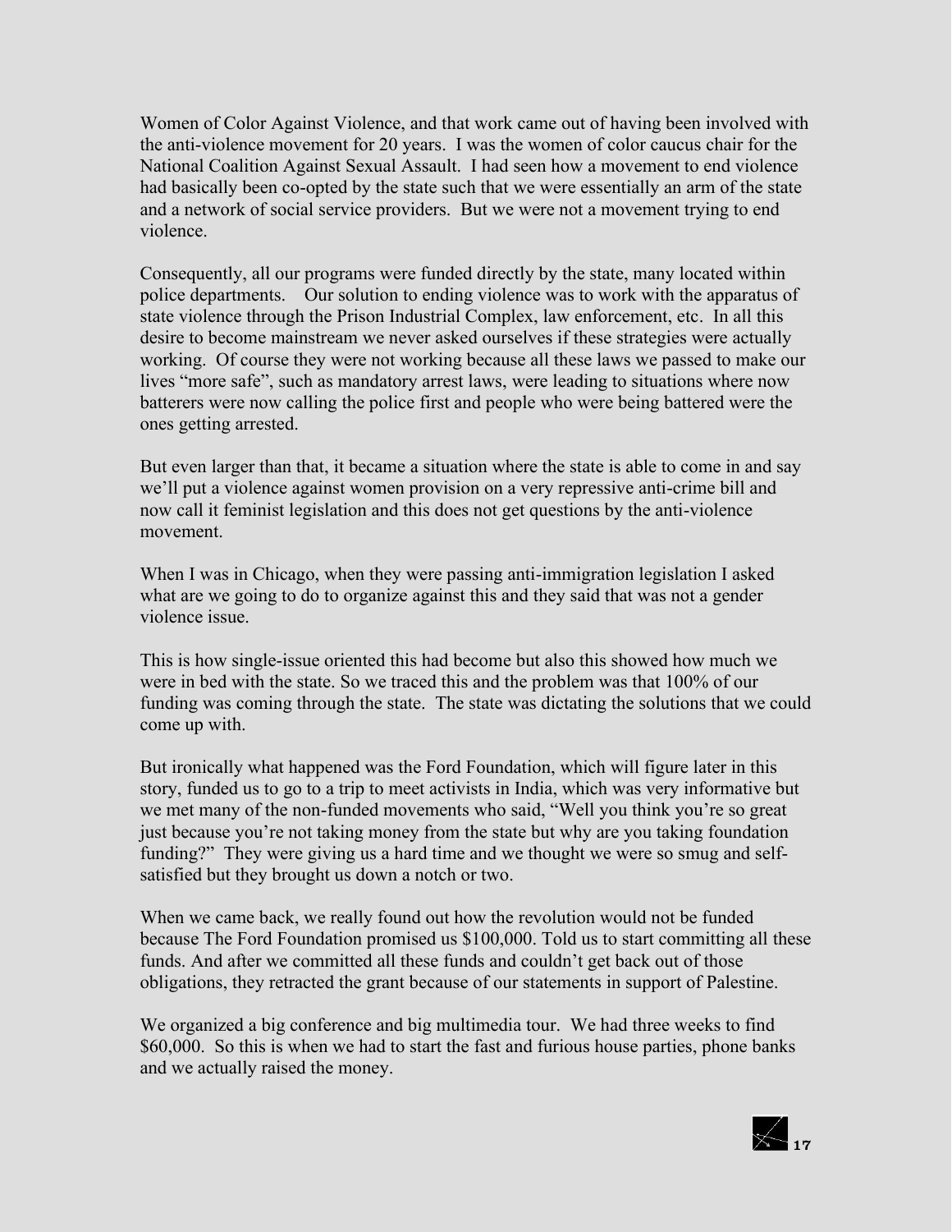Women of Color Against Violence, and that work came out of having been involved with the anti-violence movement for 20 years. I was the women of color caucus chair for the National Coalition Against Sexual Assault. I had seen how a movement to end violence had basically been co-opted by the state such that we were essentially an arm of the state and a network of social service providers. But we were not a movement trying to end violence.

Consequently, all our programs were funded directly by the state, many located within police departments. Our solution to ending violence was to work with the apparatus of state violence through the Prison Industrial Complex, law enforcement, etc. In all this desire to become mainstream we never asked ourselves if these strategies were actually working. Of course they were not working because all these laws we passed to make our lives "more safe", such as mandatory arrest laws, were leading to situations where now batterers were now calling the police first and people who were being battered were the ones getting arrested.

But even larger than that, it became a situation where the state is able to come in and say we'll put a violence against women provision on a very repressive anti-crime bill and now call it feminist legislation and this does not get questions by the anti-violence movement.

When I was in Chicago, when they were passing anti-immigration legislation I asked what are we going to do to organize against this and they said that was not a gender violence issue.

This is how single-issue oriented this had become but also this showed how much we were in bed with the state. So we traced this and the problem was that 100% of our funding was coming through the state. The state was dictating the solutions that we could come up with.

But ironically what happened was the Ford Foundation, which will figure later in this story, funded us to go to a trip to meet activists in India, which was very informative but we met many of the non-funded movements who said, "Well you think you're so great just because you're not taking money from the state but why are you taking foundation funding?" They were giving us a hard time and we thought we were so smug and self-satisfied but they brought us down a notch or two.

When we came back, we really found out how the revolution would not be funded because The Ford Foundation promised us $100,000. Told us to start committing all these funds. And after we committed all these funds and couldn't get back out of those obligations, they retracted the grant because of our statements in support of Palestine.

We organized a big conference and big multimedia tour. We had three weeks to find $60,000. So this is when we had to start the fast and furious house parties, phone banks and we actually raised the money.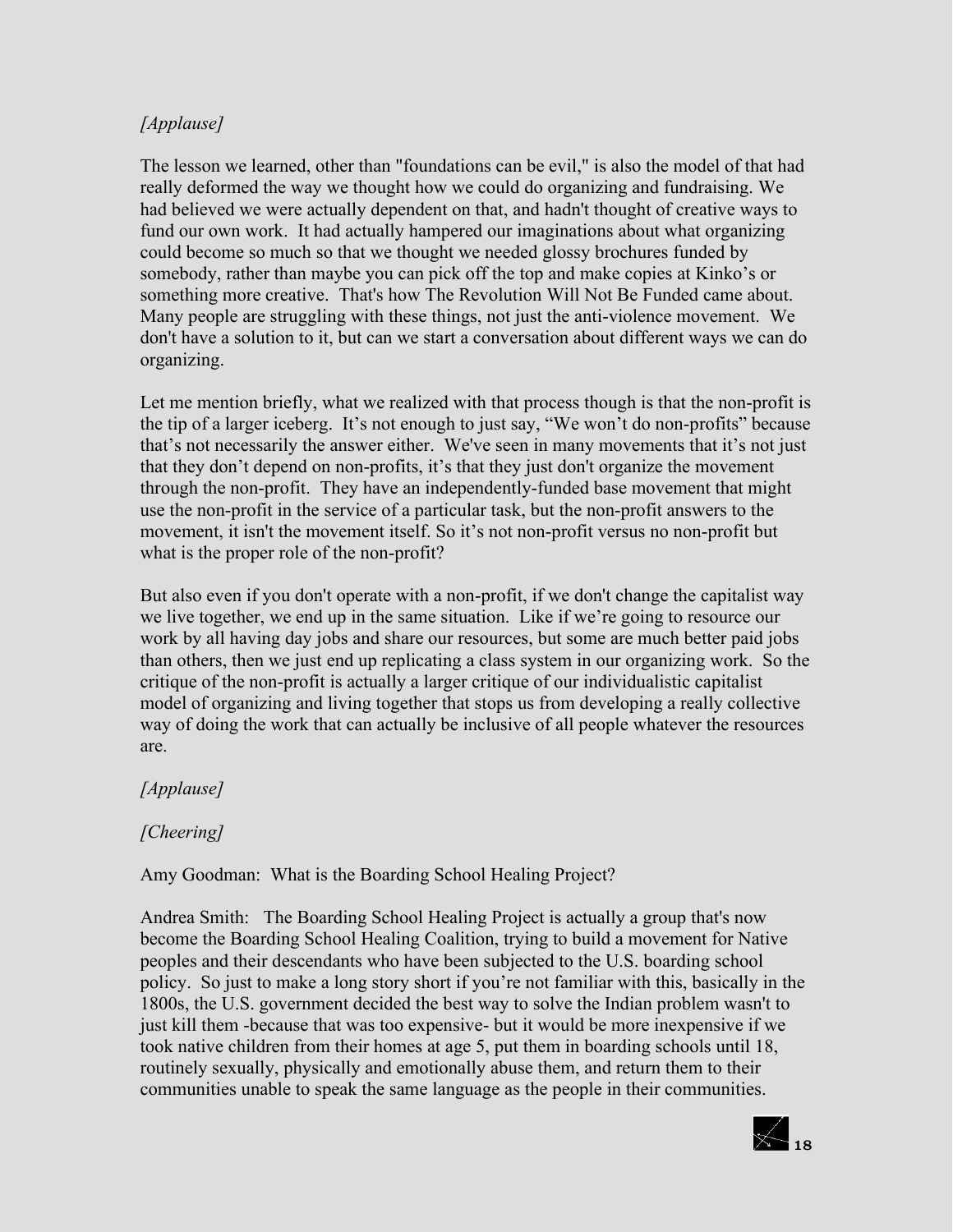*[Applause]*

The lesson we learned, other than "foundations can be evil," is also the model of that had really deformed the way we thought how we could do organizing and fundraising. We had believed we were actually dependent on that, and hadn't thought of creative ways to fund our own work. It had actually hampered our imaginations about what organizing could become so much so that we thought we needed glossy brochures funded by somebody, rather than maybe you can pick off the top and make copies at Kinko's or something more creative. That's how The Revolution Will Not Be Funded came about. Many people are struggling with these things, not just the anti-violence movement. We don't have a solution to it, but can we start a conversation about different ways we can do organizing.

Let me mention briefly, what we realized with that process though is that the non-profit is the tip of a larger iceberg. It's not enough to just say, "We won't do non-profits" because that's not necessarily the answer either. We've seen in many movements that it's not just that they don't depend on non-profits, it's that they just don't organize the movement through the non-profit. They have an independently-funded base movement that might use the non-profit in the service of a particular task, but the non-profit answers to the movement, it isn't the movement itself. So it's not non-profit versus no non-profit but what is the proper role of the non-profit?

But also even if you don't operate with a non-profit, if we don't change the capitalist way we live together, we end up in the same situation. Like if we're going to resource our work by all having day jobs and share our resources, but some are much better paid jobs than others, then we just end up replicating a class system in our organizing work. So the critique of the non-profit is actually a larger critique of our individualistic capitalist model of organizing and living together that stops us from developing a really collective way of doing the work that can actually be inclusive of all people whatever the resources are.

*[Applause]*

*[Cheering]*

Amy Goodman: What is the Boarding School Healing Project?

Andrea Smith: The Boarding School Healing Project is actually a group that's now become the Boarding School Healing Coalition, trying to build a movement for Native peoples and their descendants who have been subjected to the U.S. boarding school policy. So just to make a long story short if you're not familiar with this, basically in the 1800s, the U.S. government decided the best way to solve the Indian problem wasn't to just kill them -because that was too expensive- but it would be more inexpensive if we took native children from their homes at age 5, put them in boarding schools until 18, routinely sexually, physically and emotionally abuse them, and return them to their communities unable to speak the same language as the people in their communities.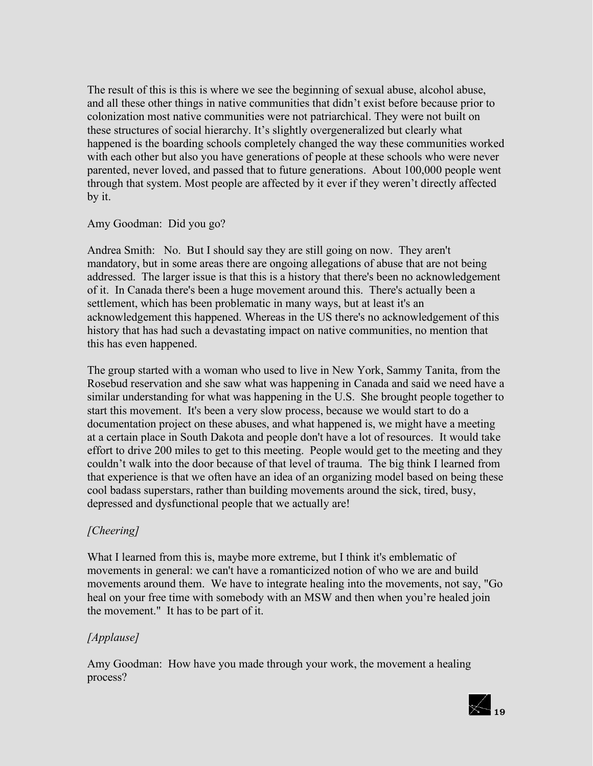The result of this is this is where we see the beginning of sexual abuse, alcohol abuse, and all these other things in native communities that didn't exist before because prior to colonization most native communities were not patriarchical. They were not built on these structures of social hierarchy. It's slightly overgeneralized but clearly what happened is the boarding schools completely changed the way these communities worked with each other but also you have generations of people at these schools who were never parented, never loved, and passed that to future generations. About 100,000 people went through that system. Most people are affected by it ever if they weren't directly affected by it.

Amy Goodman: Did you go?

Andrea Smith: No. But I should say they are still going on now. They aren't mandatory, but in some areas there are ongoing allegations of abuse that are not being addressed. The larger issue is that this is a history that there's been no acknowledgement of it. In Canada there's been a huge movement around this. There's actually been a settlement, which has been problematic in many ways, but at least it's an acknowledgement this happened. Whereas in the US there's no acknowledgement of this history that has had such a devastating impact on native communities, no mention that this has even happened.

The group started with a woman who used to live in New York, Sammy Tanita, from the Rosebud reservation and she saw what was happening in Canada and said we need have a similar understanding for what was happening in the U.S. She brought people together to start this movement. It's been a very slow process, because we would start to do a documentation project on these abuses, and what happened is, we might have a meeting at a certain place in South Dakota and people don't have a lot of resources. It would take effort to drive 200 miles to get to this meeting. People would get to the meeting and they couldn't walk into the door because of that level of trauma. The big think I learned from that experience is that we often have an idea of an organizing model based on being these cool badass superstars, rather than building movements around the sick, tired, busy, depressed and dysfunctional people that we actually are!

*[Cheering]*

What I learned from this is, maybe more extreme, but I think it's emblematic of movements in general: we can't have a romanticized notion of who we are and build movements around them. We have to integrate healing into the movements, not say, "Go heal on your free time with somebody with an MSW and then when you're healed join the movement." It has to be part of it.

*[Applause]*

Amy Goodman: How have you made through your work, the movement a healing process?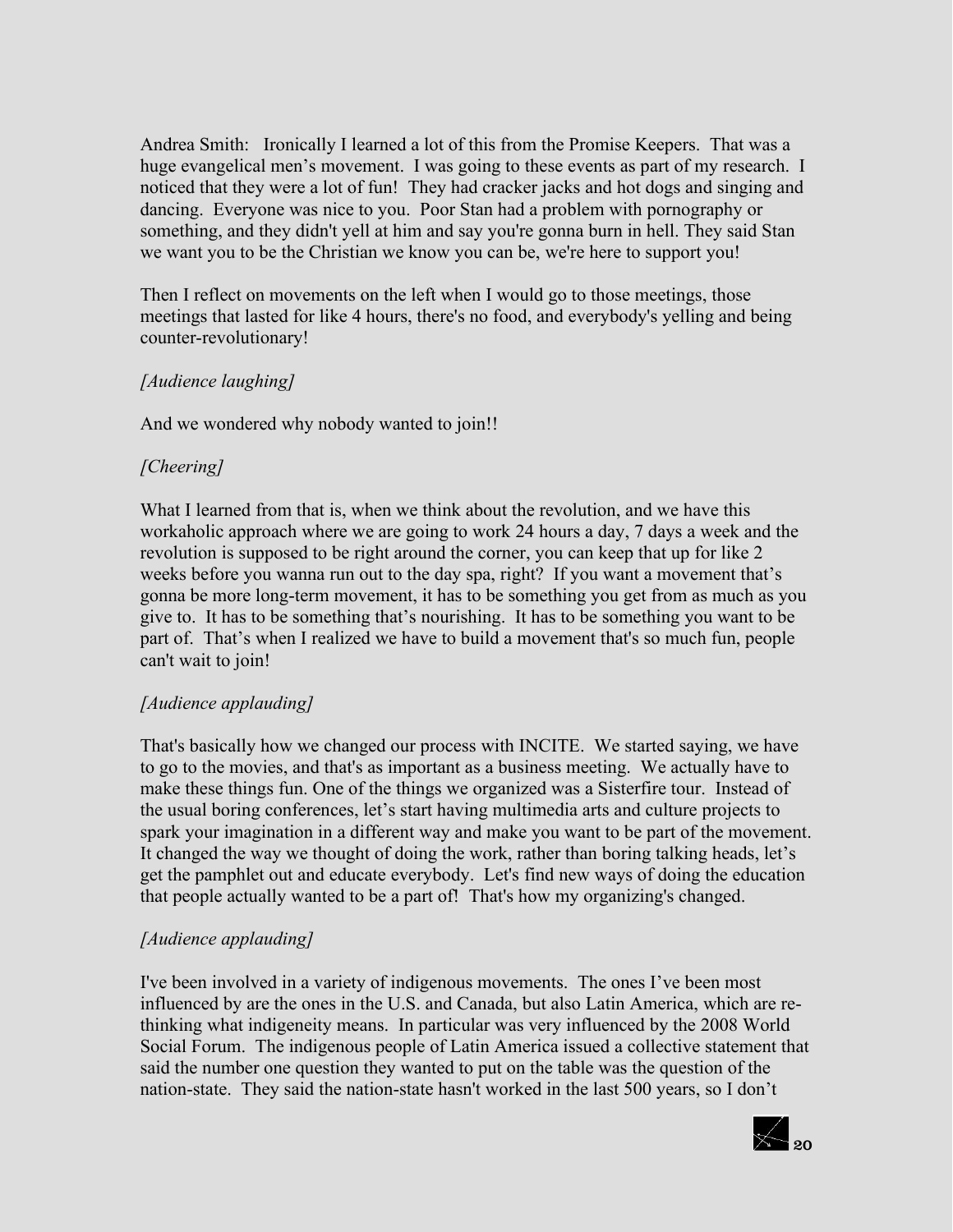Andrea Smith: Ironically I learned a lot of this from the Promise Keepers. That was a huge evangelical men's movement. I was going to these events as part of my research. I noticed that they were a lot of fun! They had cracker jacks and hot dogs and singing and dancing. Everyone was nice to you. Poor Stan had a problem with pornography or something, and they didn't yell at him and say you're gonna burn in hell. They said Stan we want you to be the Christian we know you can be, we're here to support you!

Then I reflect on movements on the left when I would go to those meetings, those meetings that lasted for like 4 hours, there's no food, and everybody's yelling and being counter-revolutionary!

*[Audience laughing]*

And we wondered why nobody wanted to join!!

*[Cheering]*

What I learned from that is, when we think about the revolution, and we have this workaholic approach where we are going to work 24 hours a day, 7 days a week and the revolution is supposed to be right around the corner, you can keep that up for like 2 weeks before you wanna run out to the day spa, right? If you want a movement that's gonna be more long-term movement, it has to be something you get from as much as you give to. It has to be something that's nourishing. It has to be something you want to be part of. That's when I realized we have to build a movement that's so much fun, people can't wait to join!

*[Audience applauding]*

That's basically how we changed our process with INCITE. We started saying, we have to go to the movies, and that's as important as a business meeting. We actually have to make these things fun. One of the things we organized was a Sisterfire tour. Instead of the usual boring conferences, let's start having multimedia arts and culture projects to spark your imagination in a different way and make you want to be part of the movement. It changed the way we thought of doing the work, rather than boring talking heads, let's get the pamphlet out and educate everybody. Let's find new ways of doing the education that people actually wanted to be a part of! That's how my organizing's changed.

*[Audience applauding]*

I've been involved in a variety of indigenous movements. The ones I've been most influenced by are the ones in the U.S. and Canada, but also Latin America, which are re-thinking what indigeneity means. In particular was very influenced by the 2008 World Social Forum. The indigenous people of Latin America issued a collective statement that said the number one question they wanted to put on the table was the question of the nation-state. They said the nation-state hasn't worked in the last 500 years, so I don't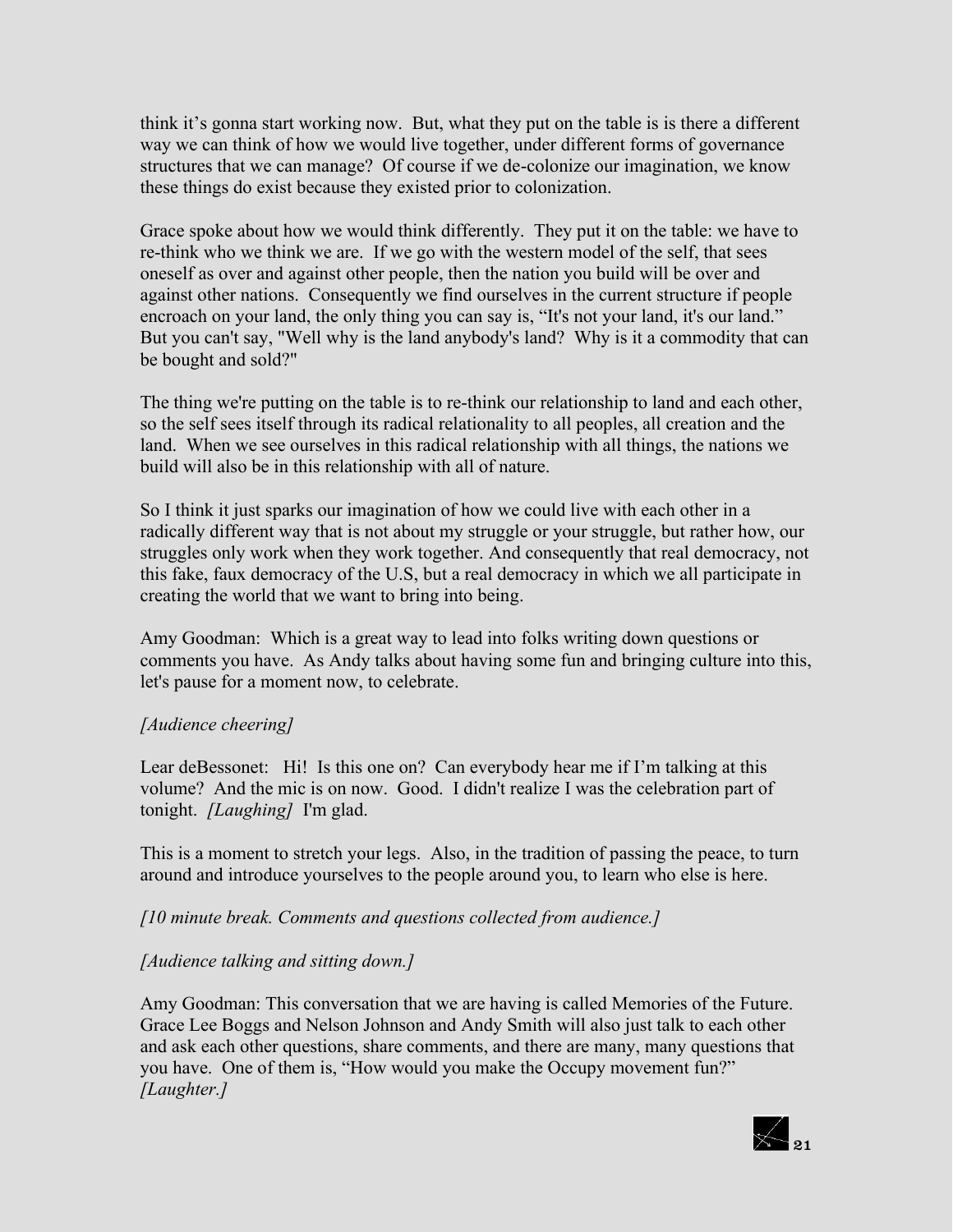think it's gonna start working now. But, what they put on the table is is there a different way we can think of how we would live together, under different forms of governance structures that we can manage? Of course if we de-colonize our imagination, we know these things do exist because they existed prior to colonization.

Grace spoke about how we would think differently. They put it on the table: we have to re-think who we think we are. If we go with the western model of the self, that sees oneself as over and against other people, then the nation you build will be over and against other nations. Consequently we find ourselves in the current structure if people encroach on your land, the only thing you can say is, "It's not your land, it's our land." But you can't say, "Well why is the land anybody's land? Why is it a commodity that can be bought and sold?"

The thing we're putting on the table is to re-think our relationship to land and each other, so the self sees itself through its radical relationality to all peoples, all creation and the land. When we see ourselves in this radical relationship with all things, the nations we build will also be in this relationship with all of nature.

So I think it just sparks our imagination of how we could live with each other in a radically different way that is not about my struggle or your struggle, but rather how, our struggles only work when they work together. And consequently that real democracy, not this fake, faux democracy of the U.S, but a real democracy in which we all participate in creating the world that we want to bring into being.

Amy Goodman: Which is a great way to lead into folks writing down questions or comments you have. As Andy talks about having some fun and bringing culture into this, let's pause for a moment now, to celebrate.

*[Audience cheering]*

Lear deBessonet: Hi! Is this one on? Can everybody hear me if I'm talking at this volume? And the mic is on now. Good. I didn't realize I was the celebration part of tonight. *[Laughing]* I'm glad.

This is a moment to stretch your legs. Also, in the tradition of passing the peace, to turn around and introduce yourselves to the people around you, to learn who else is here.

*[10 minute break. Comments and questions collected from audience.]*

*[Audience talking and sitting down.]*

Amy Goodman: This conversation that we are having is called Memories of the Future. Grace Lee Boggs and Nelson Johnson and Andy Smith will also just talk to each other and ask each other questions, share comments, and there are many, many questions that you have. One of them is, "How would you make the Occupy movement fun?" *[Laughter.]*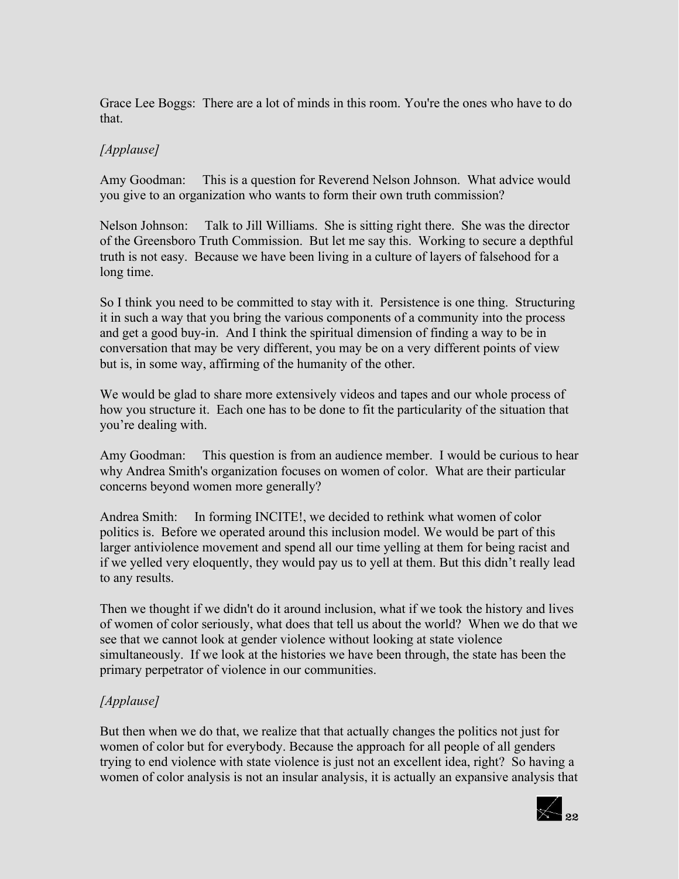Grace Lee Boggs: There are a lot of minds in this room. You're the ones who have to do that.

*[Applause]*

Amy Goodman: This is a question for Reverend Nelson Johnson. What advice would you give to an organization who wants to form their own truth commission?

Nelson Johnson: Talk to Jill Williams. She is sitting right there. She was the director of the Greensboro Truth Commission. But let me say this. Working to secure a depthful truth is not easy. Because we have been living in a culture of layers of falsehood for a long time.

So I think you need to be committed to stay with it. Persistence is one thing. Structuring it in such a way that you bring the various components of a community into the process and get a good buy-in. And I think the spiritual dimension of finding a way to be in conversation that may be very different, you may be on a very different points of view but is, in some way, affirming of the humanity of the other.

We would be glad to share more extensively videos and tapes and our whole process of how you structure it. Each one has to be done to fit the particularity of the situation that you're dealing with.

Amy Goodman: This question is from an audience member. I would be curious to hear why Andrea Smith's organization focuses on women of color. What are their particular concerns beyond women more generally?

Andrea Smith: In forming INCITE!, we decided to rethink what women of color politics is. Before we operated around this inclusion model. We would be part of this larger antiviolence movement and spend all our time yelling at them for being racist and if we yelled very eloquently, they would pay us to yell at them. But this didn't really lead to any results.

Then we thought if we didn't do it around inclusion, what if we took the history and lives of women of color seriously, what does that tell us about the world? When we do that we see that we cannot look at gender violence without looking at state violence simultaneously. If we look at the histories we have been through, the state has been the primary perpetrator of violence in our communities.

*[Applause]*

But then when we do that, we realize that that actually changes the politics not just for women of color but for everybody. Because the approach for all people of all genders trying to end violence with state violence is just not an excellent idea, right? So having a women of color analysis is not an insular analysis, it is actually an expansive analysis that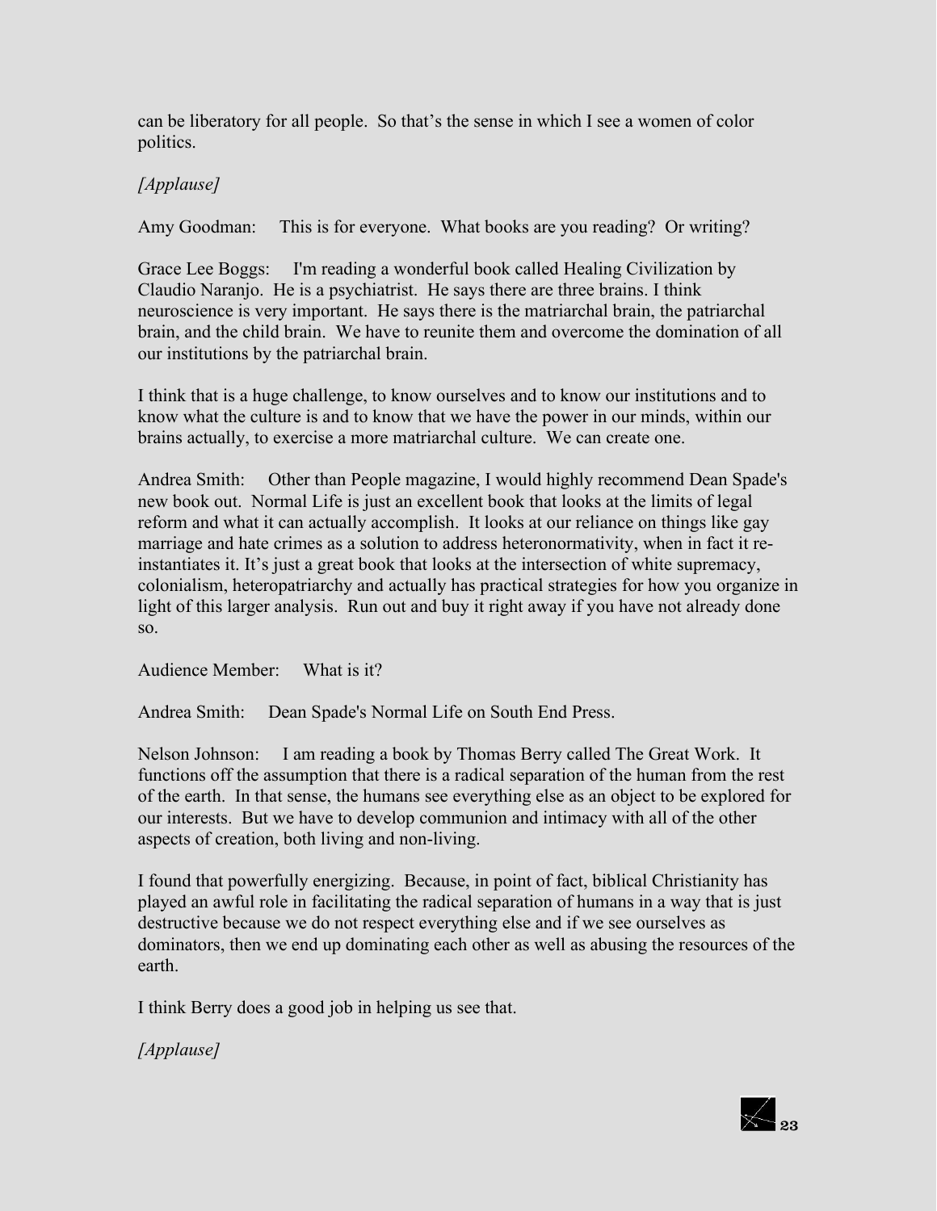can be liberatory for all people. So that's the sense in which I see a women of color politics.

*[Applause]*

Amy Goodman: This is for everyone. What books are you reading? Or writing?

Grace Lee Boggs: I'm reading a wonderful book called Healing Civilization by Claudio Naranjo. He is a psychiatrist. He says there are three brains. I think neuroscience is very important. He says there is the matriarchal brain, the patriarchal brain, and the child brain. We have to reunite them and overcome the domination of all our institutions by the patriarchal brain.

I think that is a huge challenge, to know ourselves and to know our institutions and to know what the culture is and to know that we have the power in our minds, within our brains actually, to exercise a more matriarchal culture. We can create one.

Andrea Smith: Other than People magazine, I would highly recommend Dean Spade's new book out. Normal Life is just an excellent book that looks at the limits of legal reform and what it can actually accomplish. It looks at our reliance on things like gay marriage and hate crimes as a solution to address heteronormativity, when in fact it re-instantiates it. It's just a great book that looks at the intersection of white supremacy, colonialism, heteropatriarchy and actually has practical strategies for how you organize in light of this larger analysis. Run out and buy it right away if you have not already done so.

Audience Member: What is it?

Andrea Smith: Dean Spade's Normal Life on South End Press.

Nelson Johnson: I am reading a book by Thomas Berry called The Great Work. It functions off the assumption that there is a radical separation of the human from the rest of the earth. In that sense, the humans see everything else as an object to be explored for our interests. But we have to develop communion and intimacy with all of the other aspects of creation, both living and non-living.

I found that powerfully energizing. Because, in point of fact, biblical Christianity has played an awful role in facilitating the radical separation of humans in a way that is just destructive because we do not respect everything else and if we see ourselves as dominators, then we end up dominating each other as well as abusing the resources of the earth.

I think Berry does a good job in helping us see that.

*[Applause]*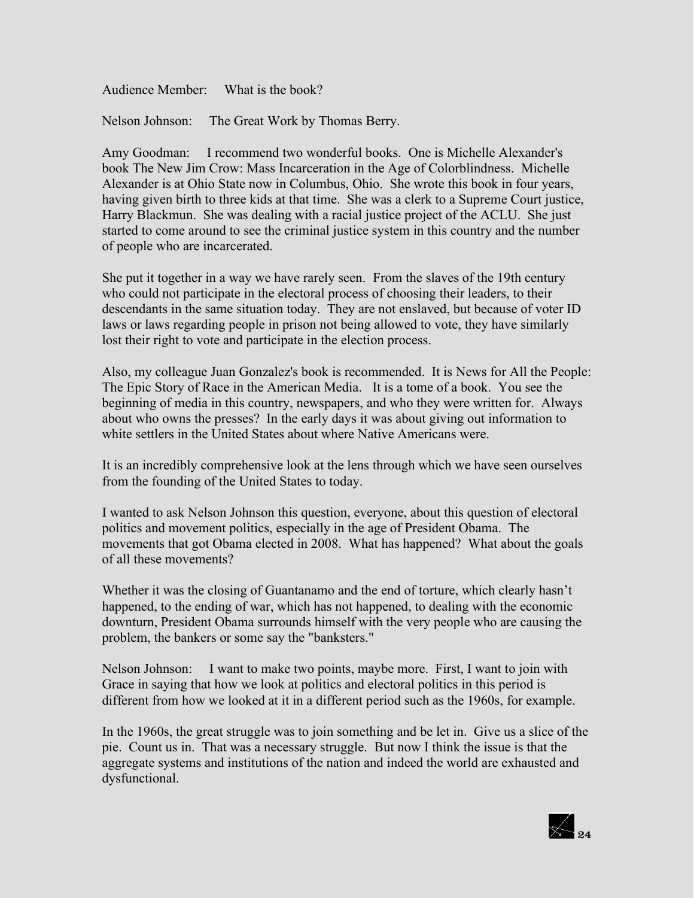Audience Member: What is the book?

Nelson Johnson: The Great Work by Thomas Berry.

Amy Goodman: I recommend two wonderful books. One is Michelle Alexander's book The New Jim Crow: Mass Incarceration in the Age of Colorblindness. Michelle Alexander is at Ohio State now in Columbus, Ohio. She wrote this book in four years, having given birth to three kids at that time. She was a clerk to a Supreme Court justice, Harry Blackmun. She was dealing with a racial justice project of the ACLU. She just started to come around to see the criminal justice system in this country and the number of people who are incarcerated.

She put it together in a way we have rarely seen. From the slaves of the 19th century who could not participate in the electoral process of choosing their leaders, to their descendants in the same situation today. They are not enslaved, but because of voter ID laws or laws regarding people in prison not being allowed to vote, they have similarly lost their right to vote and participate in the election process.

Also, my colleague Juan Gonzalez's book is recommended. It is News for All the People: The Epic Story of Race in the American Media. It is a tome of a book. You see the beginning of media in this country, newspapers, and who they were written for. Always about who owns the presses? In the early days it was about giving out information to white settlers in the United States about where Native Americans were.

It is an incredibly comprehensive look at the lens through which we have seen ourselves from the founding of the United States to today.

I wanted to ask Nelson Johnson this question, everyone, about this question of electoral politics and movement politics, especially in the age of President Obama. The movements that got Obama elected in 2008. What has happened? What about the goals of all these movements?

Whether it was the closing of Guantanamo and the end of torture, which clearly hasn't happened, to the ending of war, which has not happened, to dealing with the economic downturn, President Obama surrounds himself with the very people who are causing the problem, the bankers or some say the "banksters."

Nelson Johnson: I want to make two points, maybe more. First, I want to join with Grace in saying that how we look at politics and electoral politics in this period is different from how we looked at it in a different period such as the 1960s, for example.

In the 1960s, the great struggle was to join something and be let in. Give us a slice of the pie. Count us in. That was a necessary struggle. But now I think the issue is that the aggregate systems and institutions of the nation and indeed the world are exhausted and dysfunctional.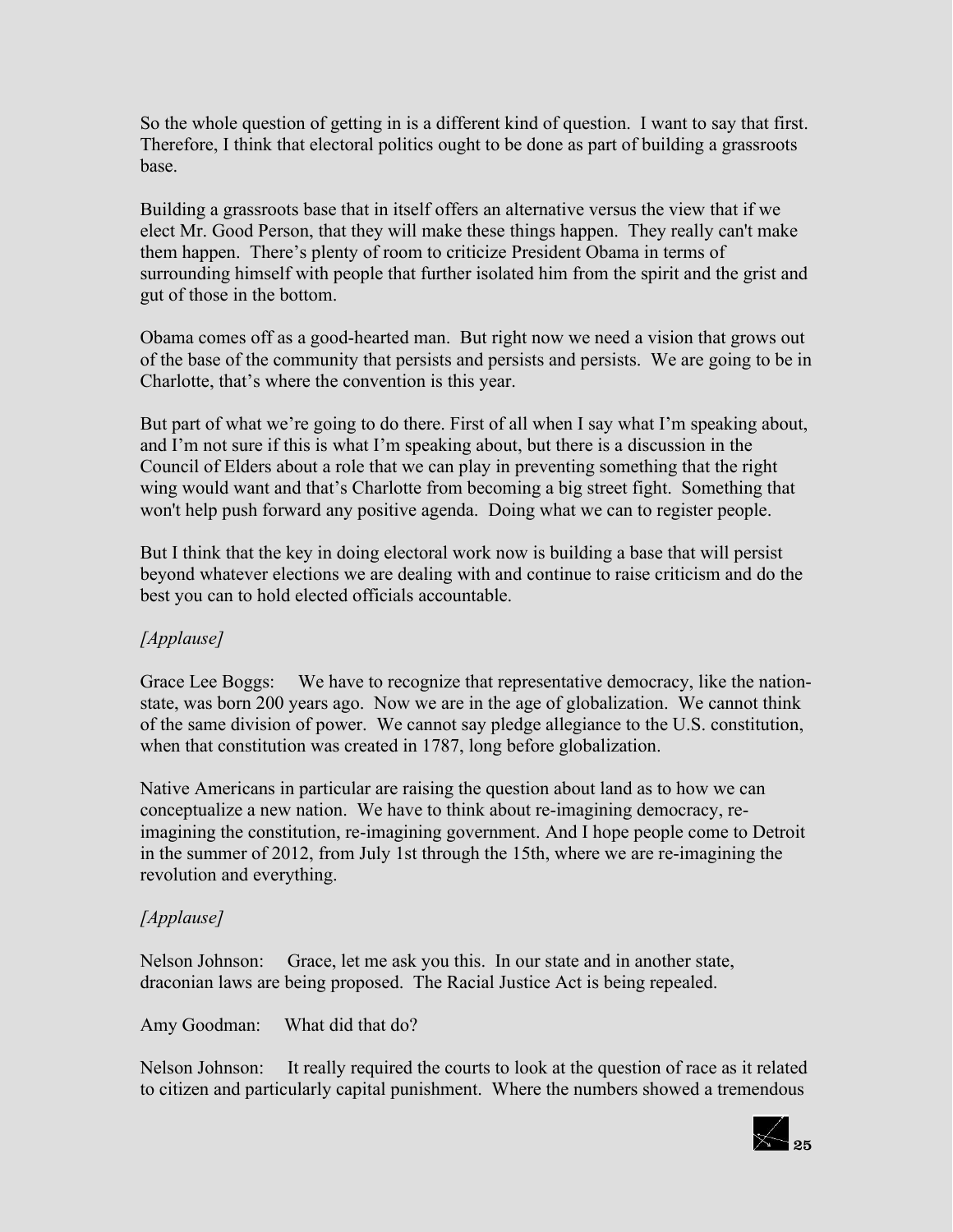So the whole question of getting in is a different kind of question. I want to say that first. Therefore, I think that electoral politics ought to be done as part of building a grassroots base.

Building a grassroots base that in itself offers an alternative versus the view that if we elect Mr. Good Person, that they will make these things happen. They really can't make them happen. There's plenty of room to criticize President Obama in terms of surrounding himself with people that further isolated him from the spirit and the grist and gut of those in the bottom.

Obama comes off as a good-hearted man. But right now we need a vision that grows out of the base of the community that persists and persists and persists. We are going to be in Charlotte, that's where the convention is this year.

But part of what we're going to do there. First of all when I say what I'm speaking about, and I'm not sure if this is what I'm speaking about, but there is a discussion in the Council of Elders about a role that we can play in preventing something that the right wing would want and that's Charlotte from becoming a big street fight. Something that won't help push forward any positive agenda. Doing what we can to register people.

But I think that the key in doing electoral work now is building a base that will persist beyond whatever elections we are dealing with and continue to raise criticism and do the best you can to hold elected officials accountable.

*[Applause]*

Grace Lee Boggs: We have to recognize that representative democracy, like the nation-state, was born 200 years ago. Now we are in the age of globalization. We cannot think of the same division of power. We cannot say pledge allegiance to the U.S. constitution, when that constitution was created in 1787, long before globalization.

Native Americans in particular are raising the question about land as to how we can conceptualize a new nation. We have to think about re-imagining democracy, re-imagining the constitution, re-imagining government. And I hope people come to Detroit in the summer of 2012, from July 1st through the 15th, where we are re-imagining the revolution and everything.

*[Applause]*

Nelson Johnson: Grace, let me ask you this. In our state and in another state, draconian laws are being proposed. The Racial Justice Act is being repealed.

Amy Goodman: What did that do?

Nelson Johnson: It really required the courts to look at the question of race as it related to citizen and particularly capital punishment. Where the numbers showed a tremendous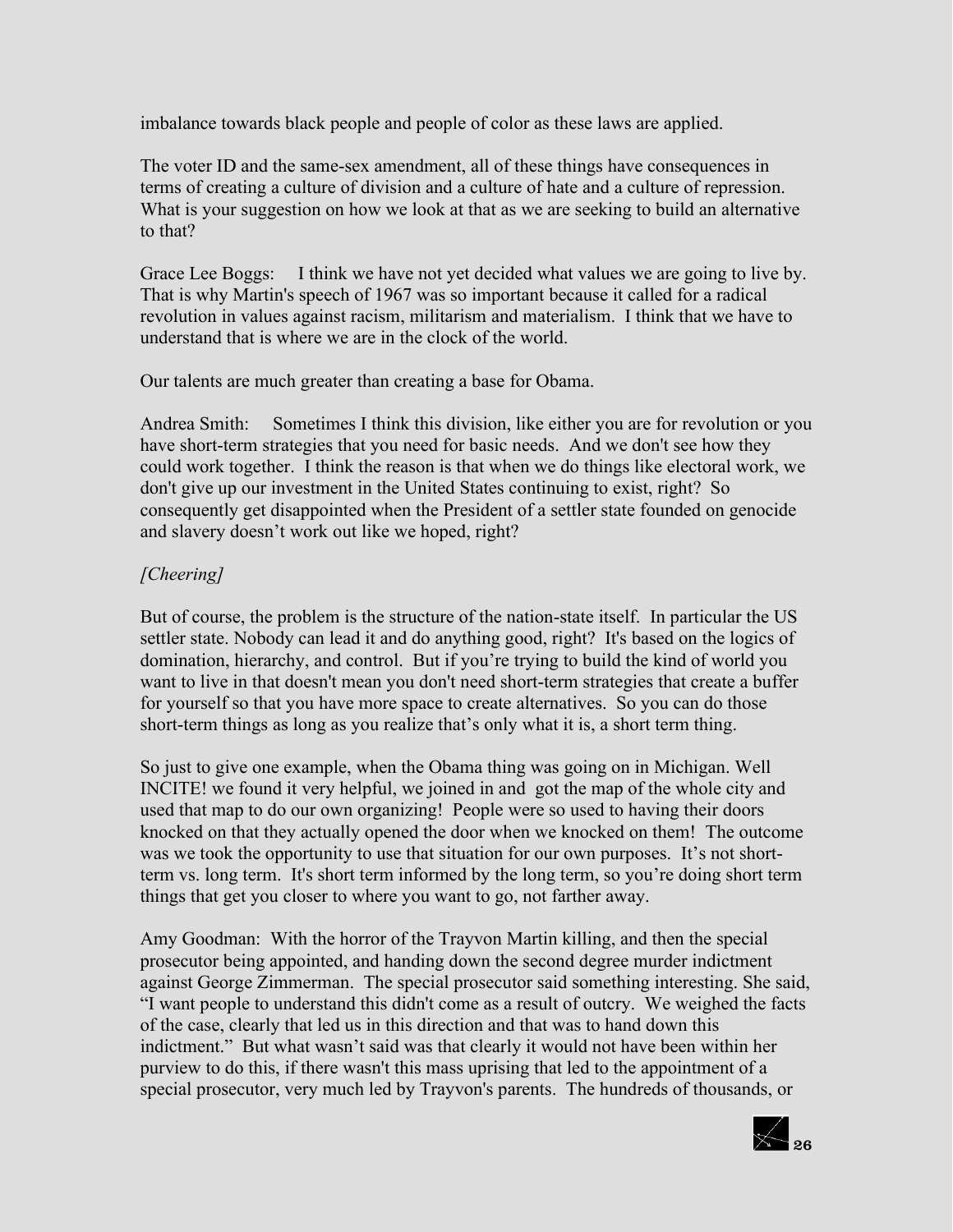imbalance towards black people and people of color as these laws are applied.

The voter ID and the same-sex amendment, all of these things have consequences in terms of creating a culture of division and a culture of hate and a culture of repression. What is your suggestion on how we look at that as we are seeking to build an alternative to that?

Grace Lee Boggs: I think we have not yet decided what values we are going to live by. That is why Martin's speech of 1967 was so important because it called for a radical revolution in values against racism, militarism and materialism. I think that we have to understand that is where we are in the clock of the world.

Our talents are much greater than creating a base for Obama.

Andrea Smith: Sometimes I think this division, like either you are for revolution or you have short-term strategies that you need for basic needs. And we don't see how they could work together. I think the reason is that when we do things like electoral work, we don't give up our investment in the United States continuing to exist, right? So consequently get disappointed when the President of a settler state founded on genocide and slavery doesn't work out like we hoped, right?

*[Cheering]*

But of course, the problem is the structure of the nation-state itself. In particular the US settler state. Nobody can lead it and do anything good, right? It's based on the logics of domination, hierarchy, and control. But if you're trying to build the kind of world you want to live in that doesn't mean you don't need short-term strategies that create a buffer for yourself so that you have more space to create alternatives. So you can do those short-term things as long as you realize that's only what it is, a short term thing.

So just to give one example, when the Obama thing was going on in Michigan. Well INCITE! we found it very helpful, we joined in and got the map of the whole city and used that map to do our own organizing! People were so used to having their doors knocked on that they actually opened the door when we knocked on them! The outcome was we took the opportunity to use that situation for our own purposes. It's not short-term vs. long term. It's short term informed by the long term, so you're doing short term things that get you closer to where you want to go, not farther away.

Amy Goodman: With the horror of the Trayvon Martin killing, and then the special prosecutor being appointed, and handing down the second degree murder indictment against George Zimmerman. The special prosecutor said something interesting. She said, "I want people to understand this didn't come as a result of outcry. We weighed the facts of the case, clearly that led us in this direction and that was to hand down this indictment." But what wasn't said was that clearly it would not have been within her purview to do this, if there wasn't this mass uprising that led to the appointment of a special prosecutor, very much led by Trayvon's parents. The hundreds of thousands, or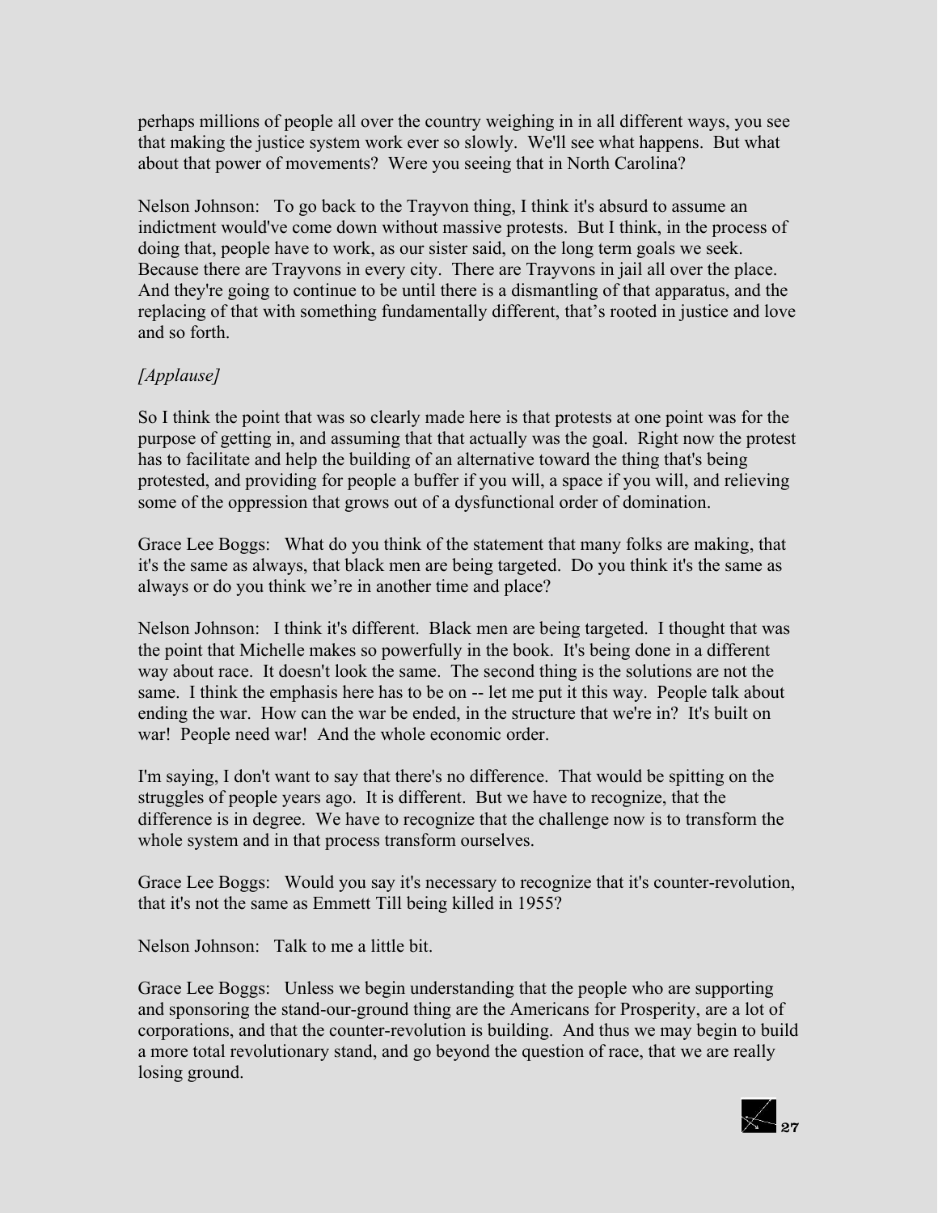perhaps millions of people all over the country weighing in in all different ways, you see that making the justice system work ever so slowly. We'll see what happens. But what about that power of movements? Were you seeing that in North Carolina?

Nelson Johnson: To go back to the Trayvon thing, I think it's absurd to assume an indictment would've come down without massive protests. But I think, in the process of doing that, people have to work, as our sister said, on the long term goals we seek. Because there are Trayvons in every city. There are Trayvons in jail all over the place. And they're going to continue to be until there is a dismantling of that apparatus, and the replacing of that with something fundamentally different, that's rooted in justice and love and so forth.

*[Applause]*

So I think the point that was so clearly made here is that protests at one point was for the purpose of getting in, and assuming that that actually was the goal. Right now the protest has to facilitate and help the building of an alternative toward the thing that's being protested, and providing for people a buffer if you will, a space if you will, and relieving some of the oppression that grows out of a dysfunctional order of domination.

Grace Lee Boggs: What do you think of the statement that many folks are making, that it's the same as always, that black men are being targeted. Do you think it's the same as always or do you think we're in another time and place?

Nelson Johnson: I think it's different. Black men are being targeted. I thought that was the point that Michelle makes so powerfully in the book. It's being done in a different way about race. It doesn't look the same. The second thing is the solutions are not the same. I think the emphasis here has to be on -- let me put it this way. People talk about ending the war. How can the war be ended, in the structure that we're in? It's built on war! People need war! And the whole economic order.

I'm saying, I don't want to say that there's no difference. That would be spitting on the struggles of people years ago. It is different. But we have to recognize, that the difference is in degree. We have to recognize that the challenge now is to transform the whole system and in that process transform ourselves.

Grace Lee Boggs: Would you say it's necessary to recognize that it's counter-revolution, that it's not the same as Emmett Till being killed in 1955?

Nelson Johnson: Talk to me a little bit.

Grace Lee Boggs: Unless we begin understanding that the people who are supporting and sponsoring the stand-our-ground thing are the Americans for Prosperity, are a lot of corporations, and that the counter-revolution is building. And thus we may begin to build a more total revolutionary stand, and go beyond the question of race, that we are really losing ground.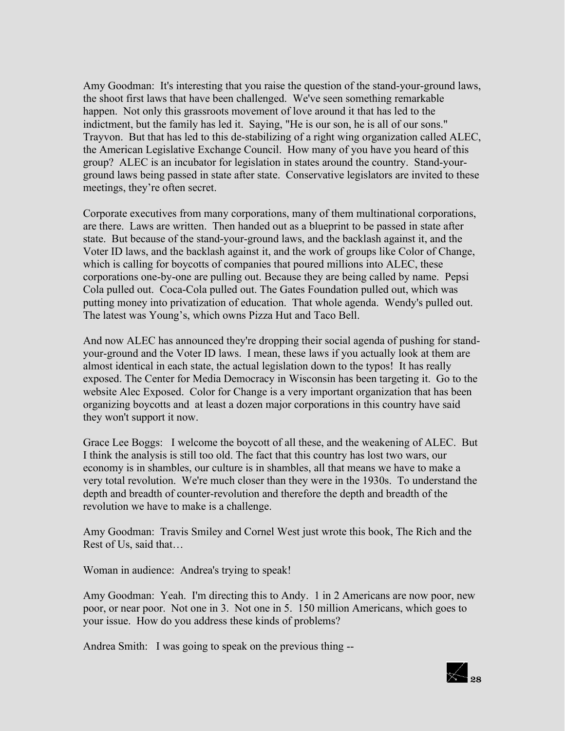Amy Goodman: It's interesting that you raise the question of the stand-your-ground laws, the shoot first laws that have been challenged. We've seen something remarkable happen. Not only this grassroots movement of love around it that has led to the indictment, but the family has led it. Saying, "He is our son, he is all of our sons." Trayvon. But that has led to this de-stabilizing of a right wing organization called ALEC, the American Legislative Exchange Council. How many of you have you heard of this group? ALEC is an incubator for legislation in states around the country. Stand-your-ground laws being passed in state after state. Conservative legislators are invited to these meetings, they're often secret.

Corporate executives from many corporations, many of them multinational corporations, are there. Laws are written. Then handed out as a blueprint to be passed in state after state. But because of the stand-your-ground laws, and the backlash against it, and the Voter ID laws, and the backlash against it, and the work of groups like Color of Change, which is calling for boycotts of companies that poured millions into ALEC, these corporations one-by-one are pulling out. Because they are being called by name. Pepsi Cola pulled out. Coca-Cola pulled out. The Gates Foundation pulled out, which was putting money into privatization of education. That whole agenda. Wendy's pulled out. The latest was Young's, which owns Pizza Hut and Taco Bell.

And now ALEC has announced they're dropping their social agenda of pushing for stand-your-ground and the Voter ID laws. I mean, these laws if you actually look at them are almost identical in each state, the actual legislation down to the typos! It has really exposed. The Center for Media Democracy in Wisconsin has been targeting it. Go to the website Alec Exposed. Color for Change is a very important organization that has been organizing boycotts and at least a dozen major corporations in this country have said they won't support it now.

Grace Lee Boggs: I welcome the boycott of all these, and the weakening of ALEC. But I think the analysis is still too old. The fact that this country has lost two wars, our economy is in shambles, our culture is in shambles, all that means we have to make a very total revolution. We're much closer than they were in the 1930s. To understand the depth and breadth of counter-revolution and therefore the depth and breadth of the revolution we have to make is a challenge.

Amy Goodman: Travis Smiley and Cornel West just wrote this book, The Rich and the Rest of Us, said that…

Woman in audience: Andrea's trying to speak!

Amy Goodman: Yeah. I'm directing this to Andy. 1 in 2 Americans are now poor, new poor, or near poor. Not one in 3. Not one in 5. 150 million Americans, which goes to your issue. How do you address these kinds of problems?

Andrea Smith: I was going to speak on the previous thing --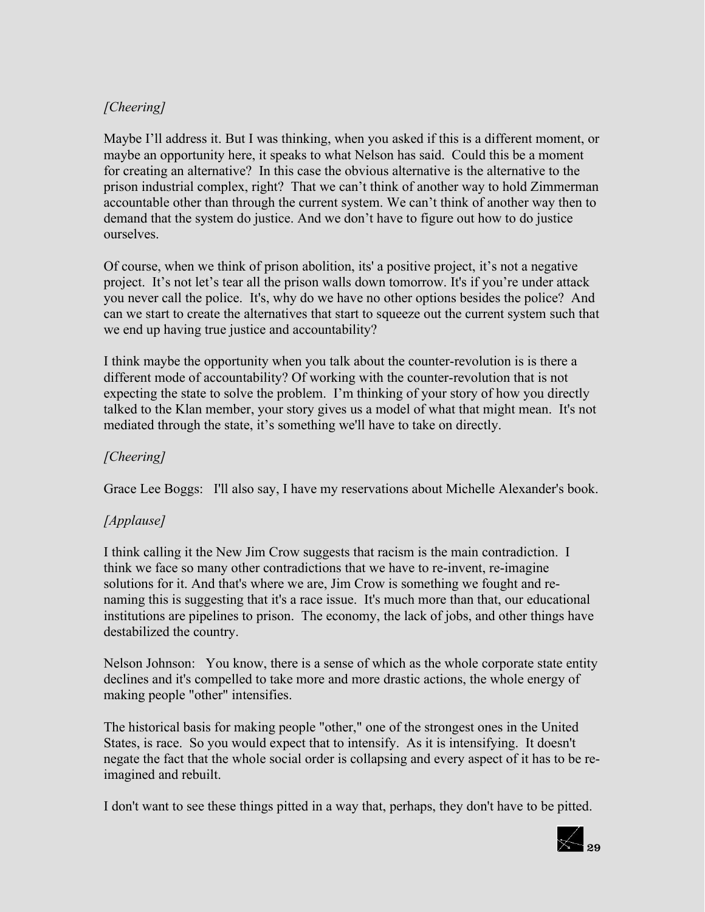*[Cheering]*

Maybe I'll address it. But I was thinking, when you asked if this is a different moment, or maybe an opportunity here, it speaks to what Nelson has said. Could this be a moment for creating an alternative? In this case the obvious alternative is the alternative to the prison industrial complex, right? That we can't think of another way to hold Zimmerman accountable other than through the current system. We can't think of another way then to demand that the system do justice. And we don't have to figure out how to do justice ourselves.

Of course, when we think of prison abolition, its' a positive project, it's not a negative project. It's not let's tear all the prison walls down tomorrow. It's if you're under attack you never call the police. It's, why do we have no other options besides the police? And can we start to create the alternatives that start to squeeze out the current system such that we end up having true justice and accountability?

I think maybe the opportunity when you talk about the counter-revolution is is there a different mode of accountability? Of working with the counter-revolution that is not expecting the state to solve the problem. I'm thinking of your story of how you directly talked to the Klan member, your story gives us a model of what that might mean. It's not mediated through the state, it's something we'll have to take on directly.

*[Cheering]*

Grace Lee Boggs: I'll also say, I have my reservations about Michelle Alexander's book.

*[Applause]*

I think calling it the New Jim Crow suggests that racism is the main contradiction. I think we face so many other contradictions that we have to re-invent, re-imagine solutions for it. And that's where we are, Jim Crow is something we fought and re-naming this is suggesting that it's a race issue. It's much more than that, our educational institutions are pipelines to prison. The economy, the lack of jobs, and other things have destabilized the country.

Nelson Johnson: You know, there is a sense of which as the whole corporate state entity declines and it's compelled to take more and more drastic actions, the whole energy of making people "other" intensifies.

The historical basis for making people "other," one of the strongest ones in the United States, is race. So you would expect that to intensify. As it is intensifying. It doesn't negate the fact that the whole social order is collapsing and every aspect of it has to be re-imagined and rebuilt.

I don't want to see these things pitted in a way that, perhaps, they don't have to be pitted.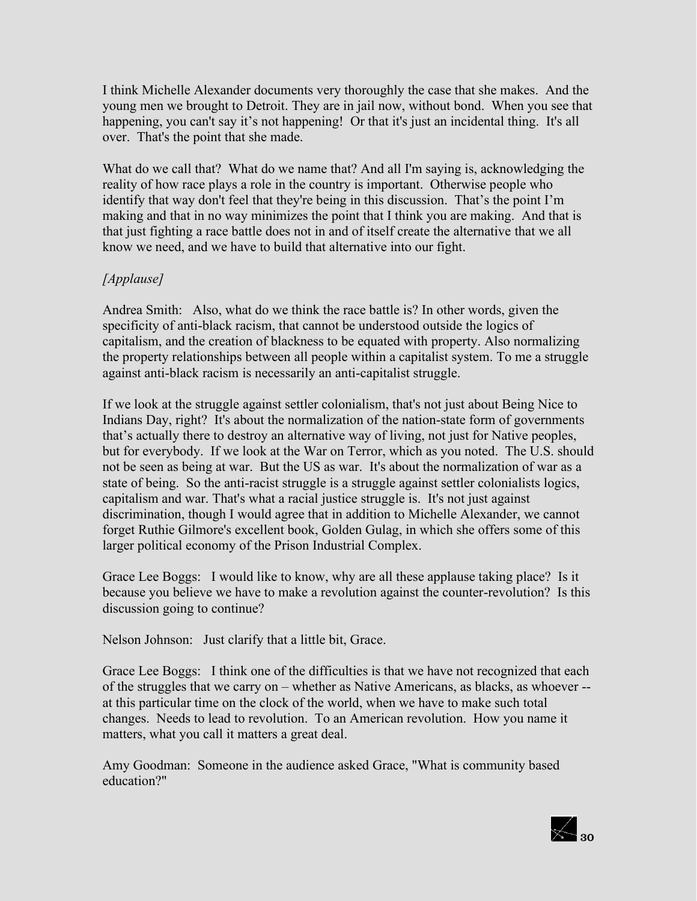I think Michelle Alexander documents very thoroughly the case that she makes. And the young men we brought to Detroit. They are in jail now, without bond. When you see that happening, you can't say it’s not happening! Or that it's just an incidental thing. It's all over. That's the point that she made.

What do we call that? What do we name that? And all I'm saying is, acknowledging the reality of how race plays a role in the country is important. Otherwise people who identify that way don't feel that they're being in this discussion. That’s the point I’m making and that in no way minimizes the point that I think you are making. And that is that just fighting a race battle does not in and of itself create the alternative that we all know we need, and we have to build that alternative into our fight.

*[Applause]*

Andrea Smith: Also, what do we think the race battle is? In other words, given the specificity of anti-black racism, that cannot be understood outside the logics of capitalism, and the creation of blackness to be equated with property. Also normalizing the property relationships between all people within a capitalist system. To me a struggle against anti-black racism is necessarily an anti-capitalist struggle.

If we look at the struggle against settler colonialism, that's not just about Being Nice to Indians Day, right? It's about the normalization of the nation-state form of governments that’s actually there to destroy an alternative way of living, not just for Native peoples, but for everybody. If we look at the War on Terror, which as you noted. The U.S. should not be seen as being at war. But the US as war. It's about the normalization of war as a state of being. So the anti-racist struggle is a struggle against settler colonialists logics, capitalism and war. That's what a racial justice struggle is. It's not just against discrimination, though I would agree that in addition to Michelle Alexander, we cannot forget Ruthie Gilmore's excellent book, Golden Gulag, in which she offers some of this larger political economy of the Prison Industrial Complex.

Grace Lee Boggs: I would like to know, why are all these applause taking place? Is it because you believe we have to make a revolution against the counter-revolution? Is this discussion going to continue?

Nelson Johnson: Just clarify that a little bit, Grace.

Grace Lee Boggs: I think one of the difficulties is that we have not recognized that each of the struggles that we carry on – whether as Native Americans, as blacks, as whoever -- at this particular time on the clock of the world, when we have to make such total changes. Needs to lead to revolution. To an American revolution. How you name it matters, what you call it matters a great deal.

Amy Goodman: Someone in the audience asked Grace, "What is community based education?"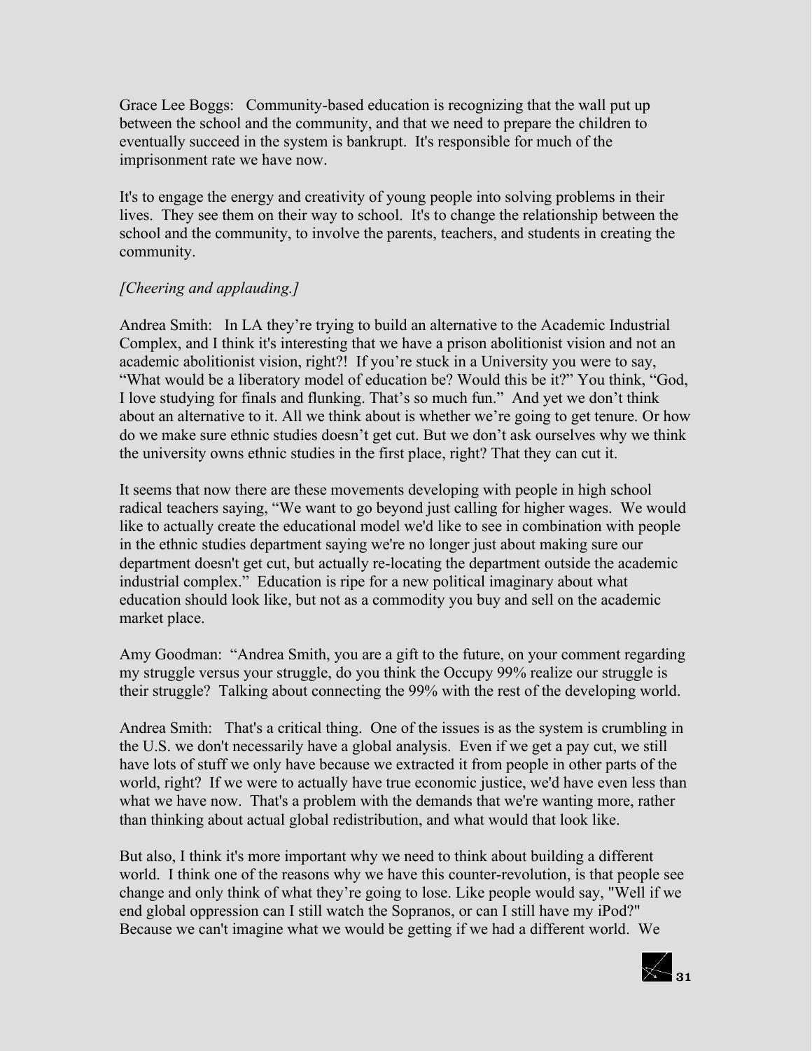Grace Lee Boggs: Community-based education is recognizing that the wall put up between the school and the community, and that we need to prepare the children to eventually succeed in the system is bankrupt. It's responsible for much of the imprisonment rate we have now.

It's to engage the energy and creativity of young people into solving problems in their lives. They see them on their way to school. It's to change the relationship between the school and the community, to involve the parents, teachers, and students in creating the community.

*[Cheering and applauding.]*

Andrea Smith: In LA they're trying to build an alternative to the Academic Industrial Complex, and I think it's interesting that we have a prison abolitionist vision and not an academic abolitionist vision, right?! If you're stuck in a University you were to say, "What would be a liberatory model of education be? Would this be it?" You think, "God, I love studying for finals and flunking. That's so much fun." And yet we don't think about an alternative to it. All we think about is whether we're going to get tenure. Or how do we make sure ethnic studies doesn't get cut. But we don't ask ourselves why we think the university owns ethnic studies in the first place, right? That they can cut it.

It seems that now there are these movements developing with people in high school radical teachers saying, "We want to go beyond just calling for higher wages. We would like to actually create the educational model we'd like to see in combination with people in the ethnic studies department saying we're no longer just about making sure our department doesn't get cut, but actually re-locating the department outside the academic industrial complex." Education is ripe for a new political imaginary about what education should look like, but not as a commodity you buy and sell on the academic market place.

Amy Goodman: "Andrea Smith, you are a gift to the future, on your comment regarding my struggle versus your struggle, do you think the Occupy 99% realize our struggle is their struggle? Talking about connecting the 99% with the rest of the developing world.

Andrea Smith: That's a critical thing. One of the issues is as the system is crumbling in the U.S. we don't necessarily have a global analysis. Even if we get a pay cut, we still have lots of stuff we only have because we extracted it from people in other parts of the world, right? If we were to actually have true economic justice, we'd have even less than what we have now. That's a problem with the demands that we're wanting more, rather than thinking about actual global redistribution, and what would that look like.

But also, I think it's more important why we need to think about building a different world. I think one of the reasons why we have this counter-revolution, is that people see change and only think of what they're going to lose. Like people would say, "Well if we end global oppression can I still watch the Sopranos, or can I still have my iPod?" Because we can't imagine what we would be getting if we had a different world. We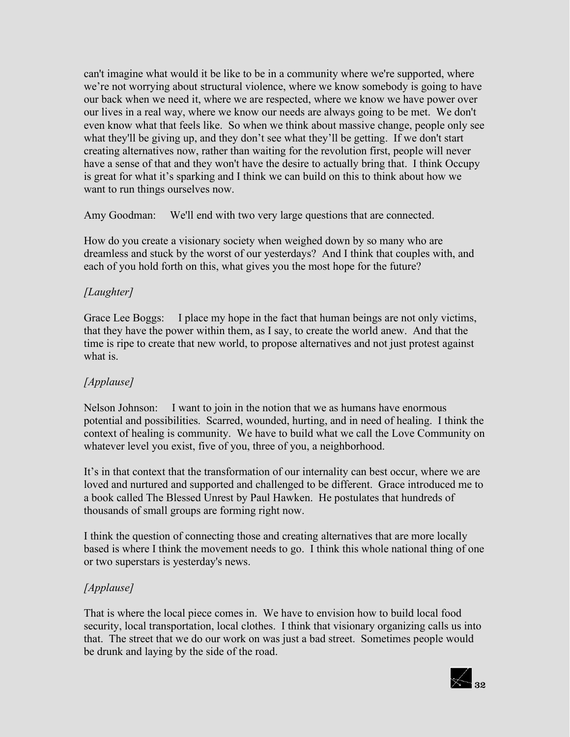can't imagine what would it be like to be in a community where we're supported, where we're not worrying about structural violence, where we know somebody is going to have our back when we need it, where we are respected, where we know we have power over our lives in a real way, where we know our needs are always going to be met. We don't even know what that feels like. So when we think about massive change, people only see what they'll be giving up, and they don't see what they'll be getting. If we don't start creating alternatives now, rather than waiting for the revolution first, people will never have a sense of that and they won't have the desire to actually bring that. I think Occupy is great for what it's sparking and I think we can build on this to think about how we want to run things ourselves now.

Amy Goodman: We'll end with two very large questions that are connected.

How do you create a visionary society when weighed down by so many who are dreamless and stuck by the worst of our yesterdays? And I think that couples with, and each of you hold forth on this, what gives you the most hope for the future?

*[Laughter]*

Grace Lee Boggs: I place my hope in the fact that human beings are not only victims, that they have the power within them, as I say, to create the world anew. And that the time is ripe to create that new world, to propose alternatives and not just protest against what is.

*[Applause]*

Nelson Johnson: I want to join in the notion that we as humans have enormous potential and possibilities. Scarred, wounded, hurting, and in need of healing. I think the context of healing is community. We have to build what we call the Love Community on whatever level you exist, five of you, three of you, a neighborhood.

It's in that context that the transformation of our internality can best occur, where we are loved and nurtured and supported and challenged to be different. Grace introduced me to a book called The Blessed Unrest by Paul Hawken. He postulates that hundreds of thousands of small groups are forming right now.

I think the question of connecting those and creating alternatives that are more locally based is where I think the movement needs to go. I think this whole national thing of one or two superstars is yesterday's news.

*[Applause]*

That is where the local piece comes in. We have to envision how to build local food security, local transportation, local clothes. I think that visionary organizing calls us into that. The street that we do our work on was just a bad street. Sometimes people would be drunk and laying by the side of the road.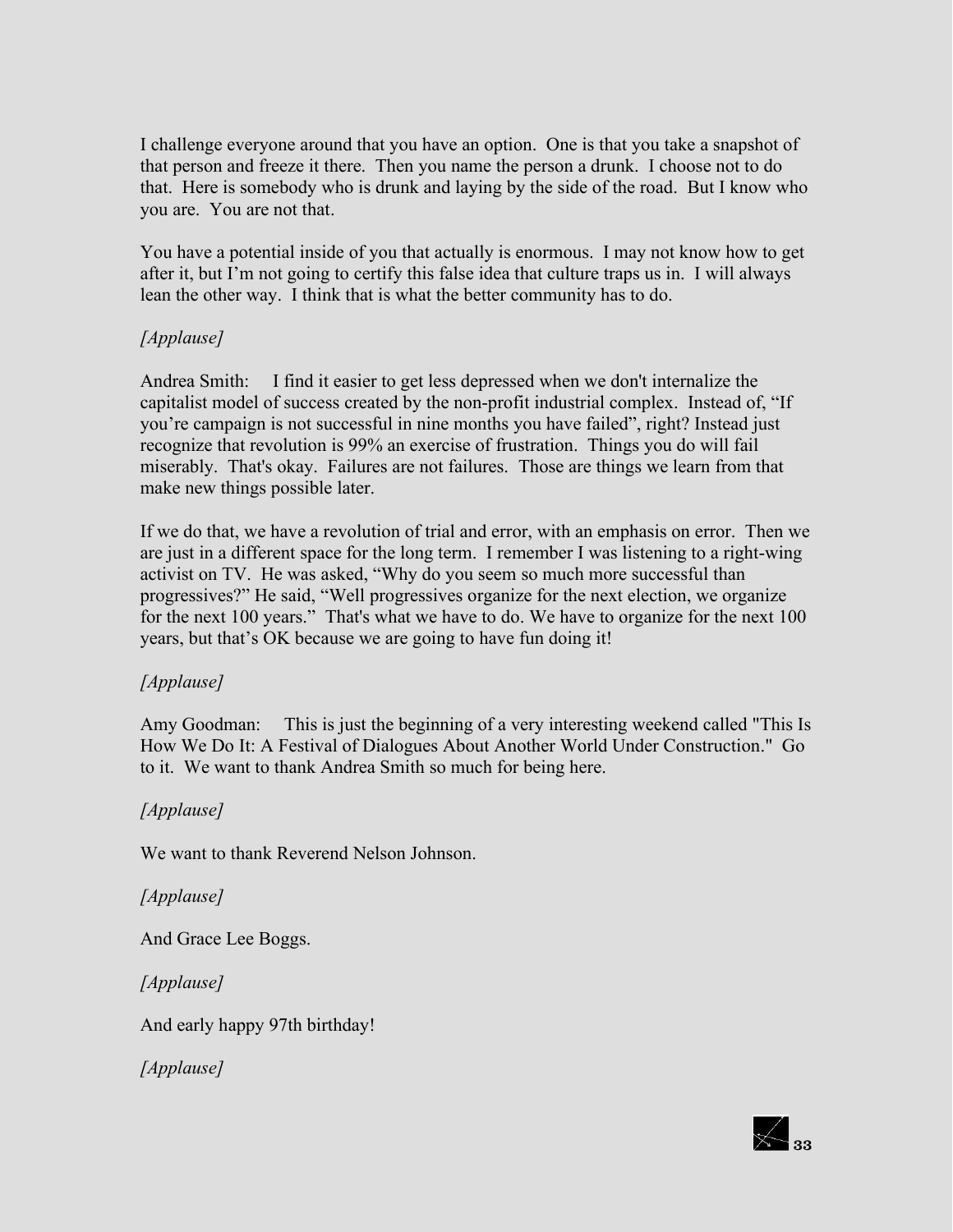I challenge everyone around that you have an option. One is that you take a snapshot of that person and freeze it there. Then you name the person a drunk. I choose not to do that. Here is somebody who is drunk and laying by the side of the road. But I know who you are. You are not that.

You have a potential inside of you that actually is enormous. I may not know how to get after it, but I'm not going to certify this false idea that culture traps us in. I will always lean the other way. I think that is what the better community has to do.

*[Applause]*

Andrea Smith: I find it easier to get less depressed when we don't internalize the capitalist model of success created by the non-profit industrial complex. Instead of, "If you're campaign is not successful in nine months you have failed", right? Instead just recognize that revolution is 99% an exercise of frustration. Things you do will fail miserably. That's okay. Failures are not failures. Those are things we learn from that make new things possible later.

If we do that, we have a revolution of trial and error, with an emphasis on error. Then we are just in a different space for the long term. I remember I was listening to a right-wing activist on TV. He was asked, "Why do you seem so much more successful than progressives?" He said, "Well progressives organize for the next election, we organize for the next 100 years." That's what we have to do. We have to organize for the next 100 years, but that's OK because we are going to have fun doing it!

*[Applause]*

Amy Goodman: This is just the beginning of a very interesting weekend called "This Is How We Do It: A Festival of Dialogues About Another World Under Construction." Go to it. We want to thank Andrea Smith so much for being here.

*[Applause]*

We want to thank Reverend Nelson Johnson.

*[Applause]*

And Grace Lee Boggs.

*[Applause]*

And early happy 97th birthday!

*[Applause]*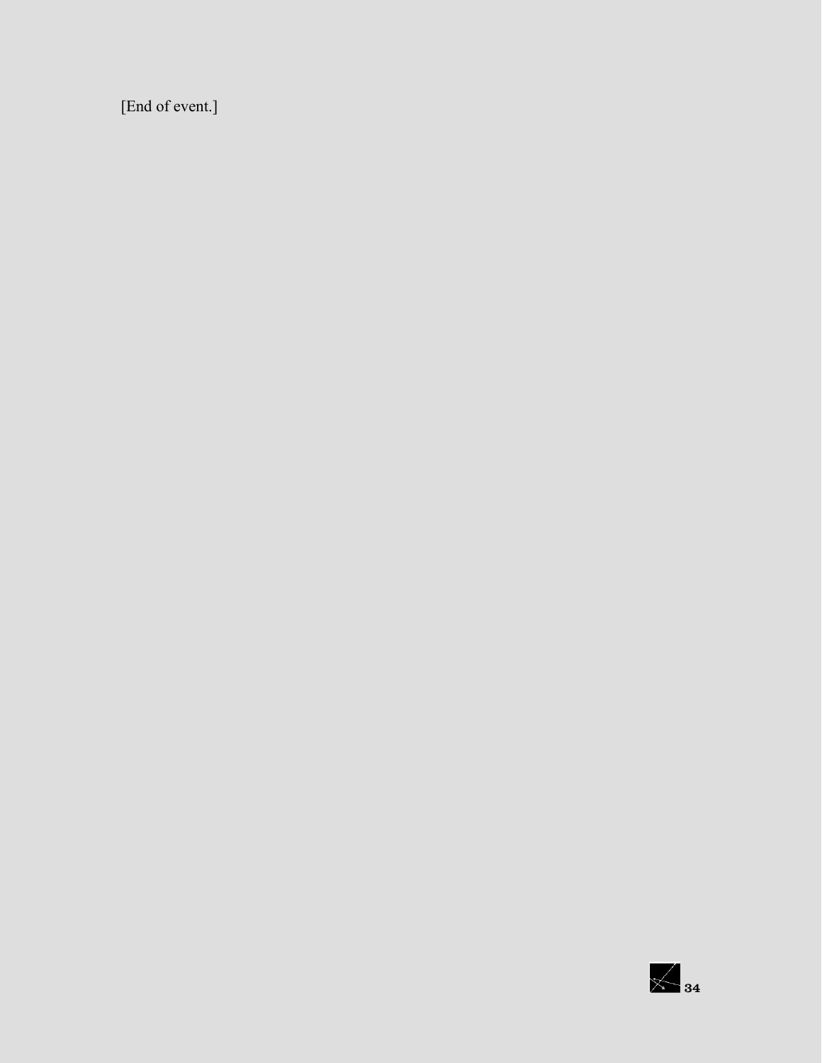[End of event.]